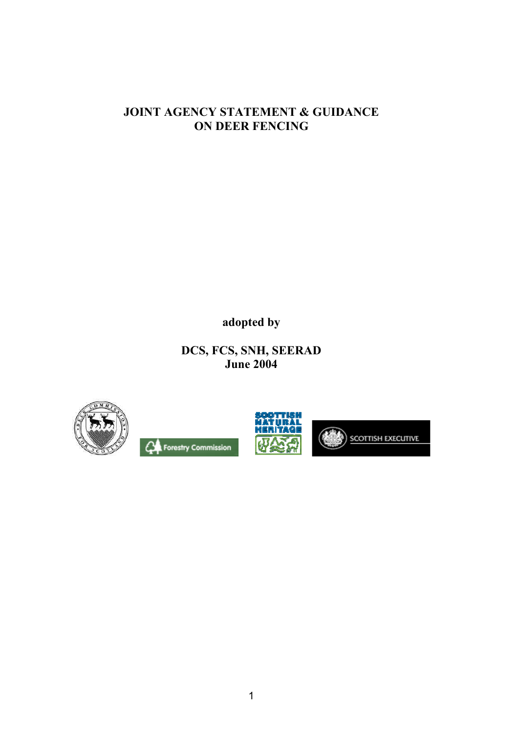# JOINT AGENCY STATEMENT & GUIDANCE ON DEER FENCING

**adopted by**

**DCS, FCS, SNH, SEERAD**
**June 2004**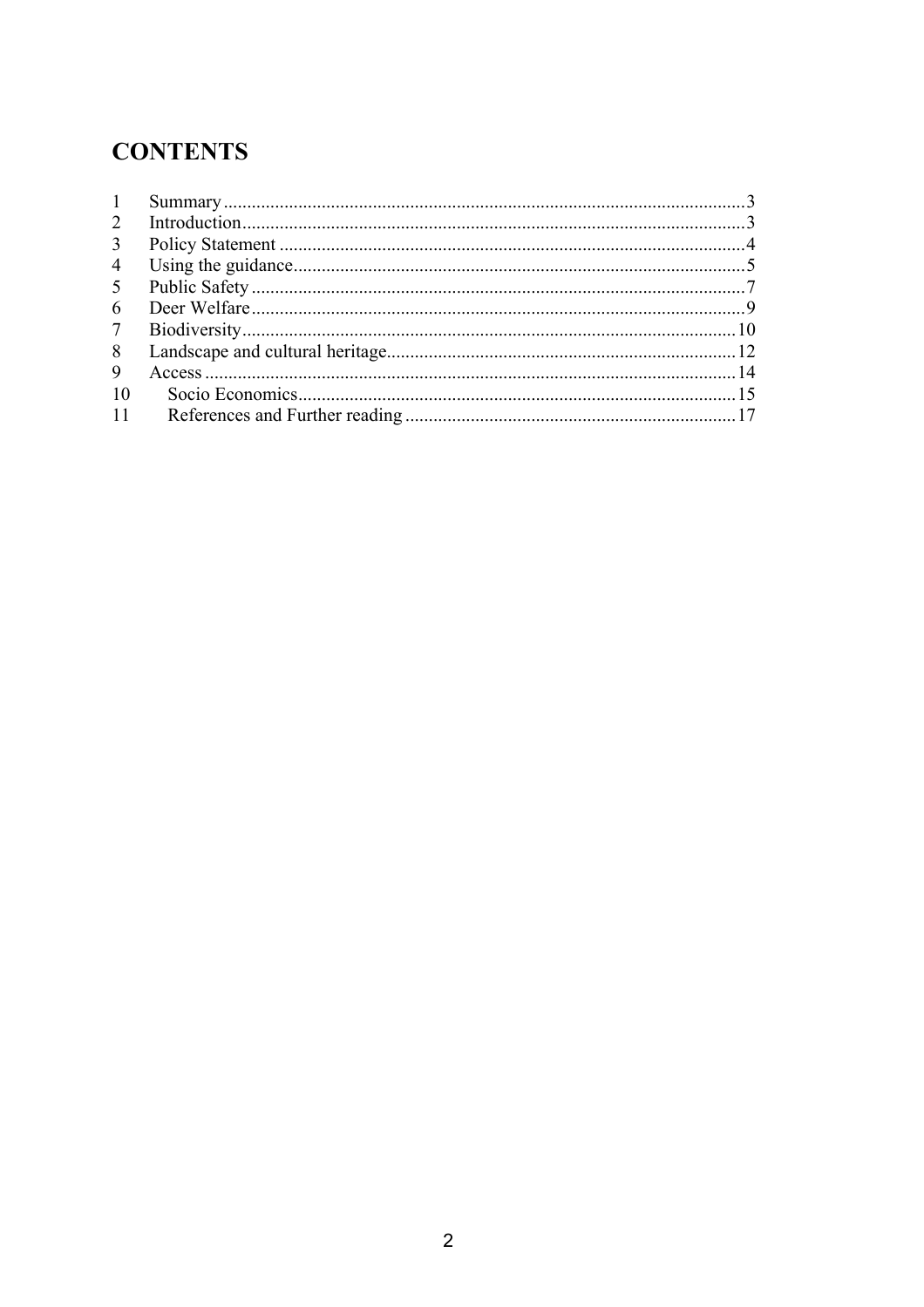# CONTENTS

| | | |
|---|---|---|
| 1 | Summary | 3 |
| 2 | Introduction | 3 |
| 3 | Policy Statement | 4 |
| 4 | Using the guidance | 5 |
| 5 | Public Safety | 7 |
| 6 | Deer Welfare | 9 |
| 7 | Biodiversity | 10 |
| 8 | Landscape and cultural heritage | 12 |
| 9 | Access | 14 |
| 10 | Socio Economics | 15 |
| 11 | References and Further reading | 17 |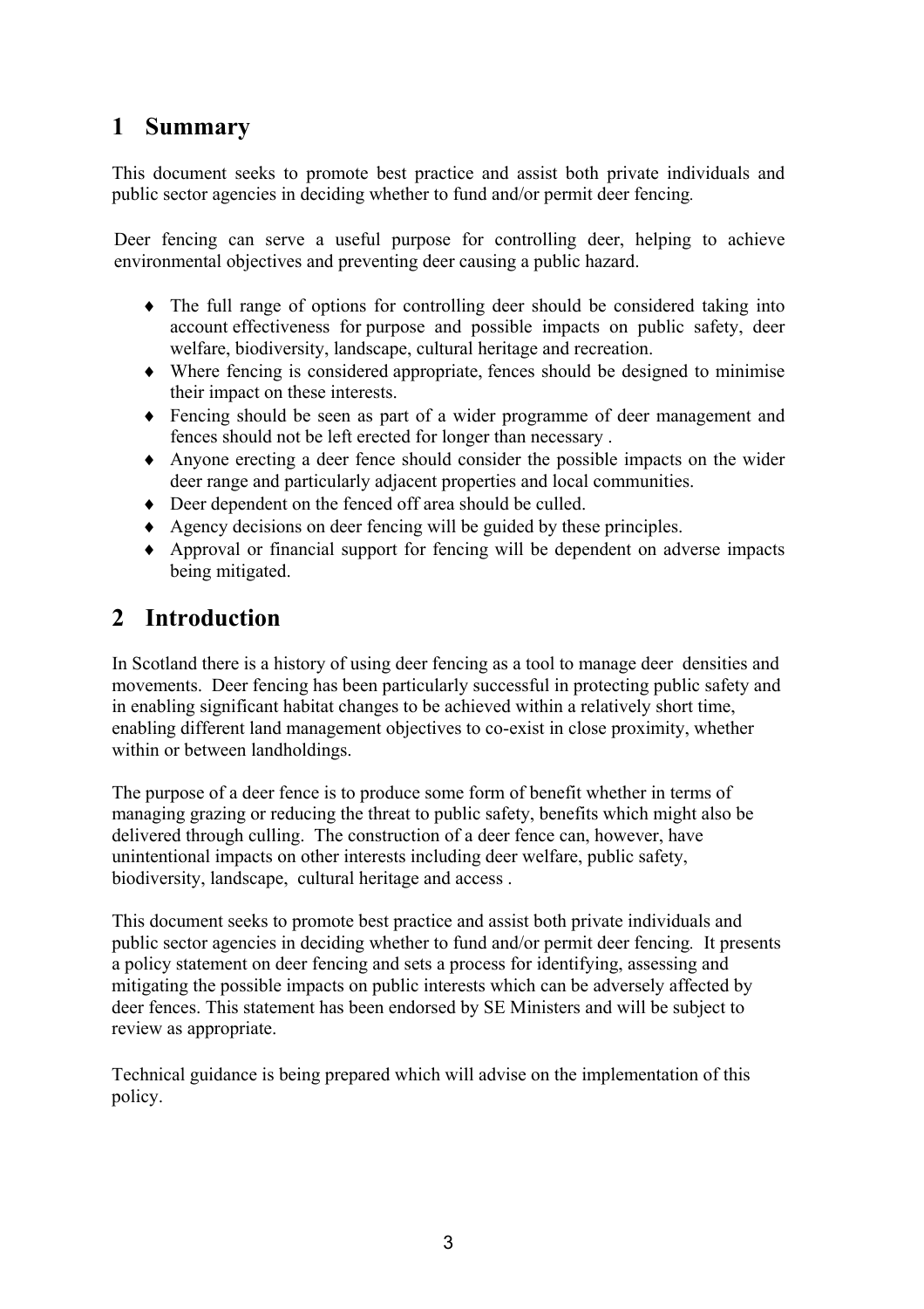# 1 Summary

This document seeks to promote best practice and assist both private individuals and public sector agencies in deciding whether to fund and/or permit deer fencing.

Deer fencing can serve a useful purpose for controlling deer, helping to achieve environmental objectives and preventing deer causing a public hazard.

- The full range of options for controlling deer should be considered taking into account effectiveness for purpose and possible impacts on public safety, deer welfare, biodiversity, landscape, cultural heritage and recreation.
- Where fencing is considered appropriate, fences should be designed to minimise their impact on these interests.
- Fencing should be seen as part of a wider programme of deer management and fences should not be left erected for longer than necessary .
- Anyone erecting a deer fence should consider the possible impacts on the wider deer range and particularly adjacent properties and local communities.
- Deer dependent on the fenced off area should be culled.
- Agency decisions on deer fencing will be guided by these principles.
- Approval or financial support for fencing will be dependent on adverse impacts being mitigated.

# 2 Introduction

In Scotland there is a history of using deer fencing as a tool to manage deer densities and movements. Deer fencing has been particularly successful in protecting public safety and in enabling significant habitat changes to be achieved within a relatively short time, enabling different land management objectives to co-exist in close proximity, whether within or between landholdings.

The purpose of a deer fence is to produce some form of benefit whether in terms of managing grazing or reducing the threat to public safety, benefits which might also be delivered through culling. The construction of a deer fence can, however, have unintentional impacts on other interests including deer welfare, public safety, biodiversity, landscape, cultural heritage and access .

This document seeks to promote best practice and assist both private individuals and public sector agencies in deciding whether to fund and/or permit deer fencing. It presents a policy statement on deer fencing and sets a process for identifying, assessing and mitigating the possible impacts on public interests which can be adversely affected by deer fences. This statement has been endorsed by SE Ministers and will be subject to review as appropriate.

Technical guidance is being prepared which will advise on the implementation of this policy.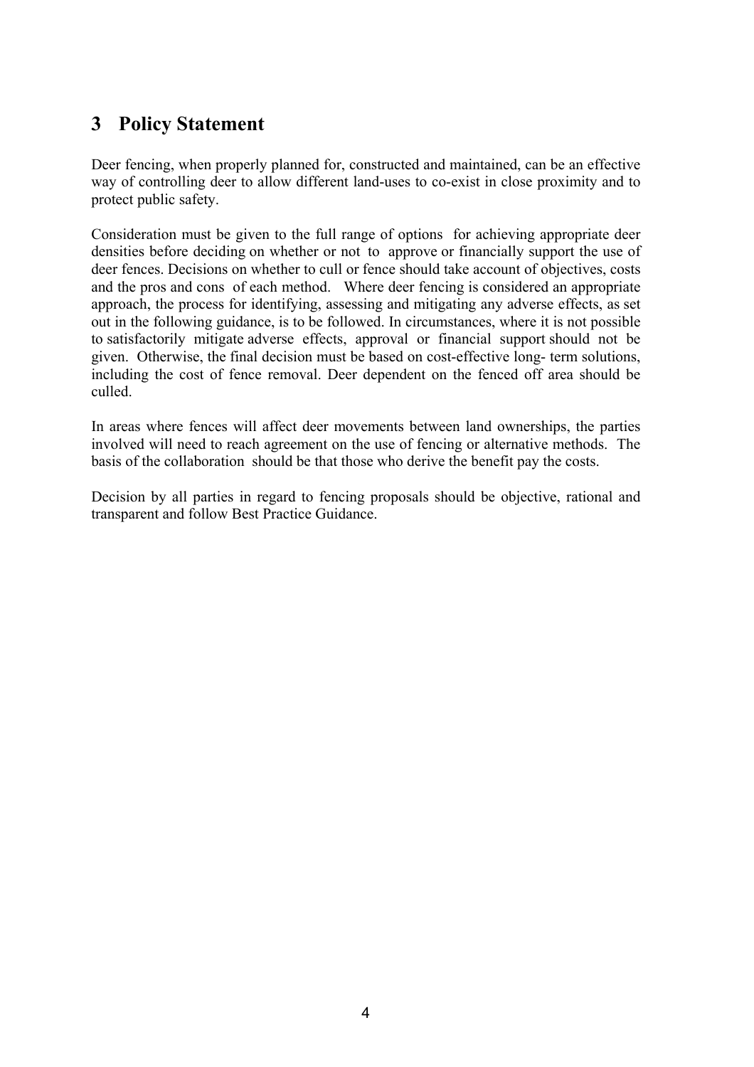## 3 Policy Statement

Deer fencing, when properly planned for, constructed and maintained, can be an effective way of controlling deer to allow different land-uses to co-exist in close proximity and to protect public safety.

Consideration must be given to the full range of options for achieving appropriate deer densities before deciding on whether or not to approve or financially support the use of deer fences. Decisions on whether to cull or fence should take account of objectives, costs and the pros and cons of each method. Where deer fencing is considered an appropriate approach, the process for identifying, assessing and mitigating any adverse effects, as set out in the following guidance, is to be followed. In circumstances, where it is not possible to satisfactorily mitigate adverse effects, approval or financial support should not be given. Otherwise, the final decision must be based on cost-effective long- term solutions, including the cost of fence removal. Deer dependent on the fenced off area should be culled.

In areas where fences will affect deer movements between land ownerships, the parties involved will need to reach agreement on the use of fencing or alternative methods. The basis of the collaboration should be that those who derive the benefit pay the costs.

Decision by all parties in regard to fencing proposals should be objective, rational and transparent and follow Best Practice Guidance.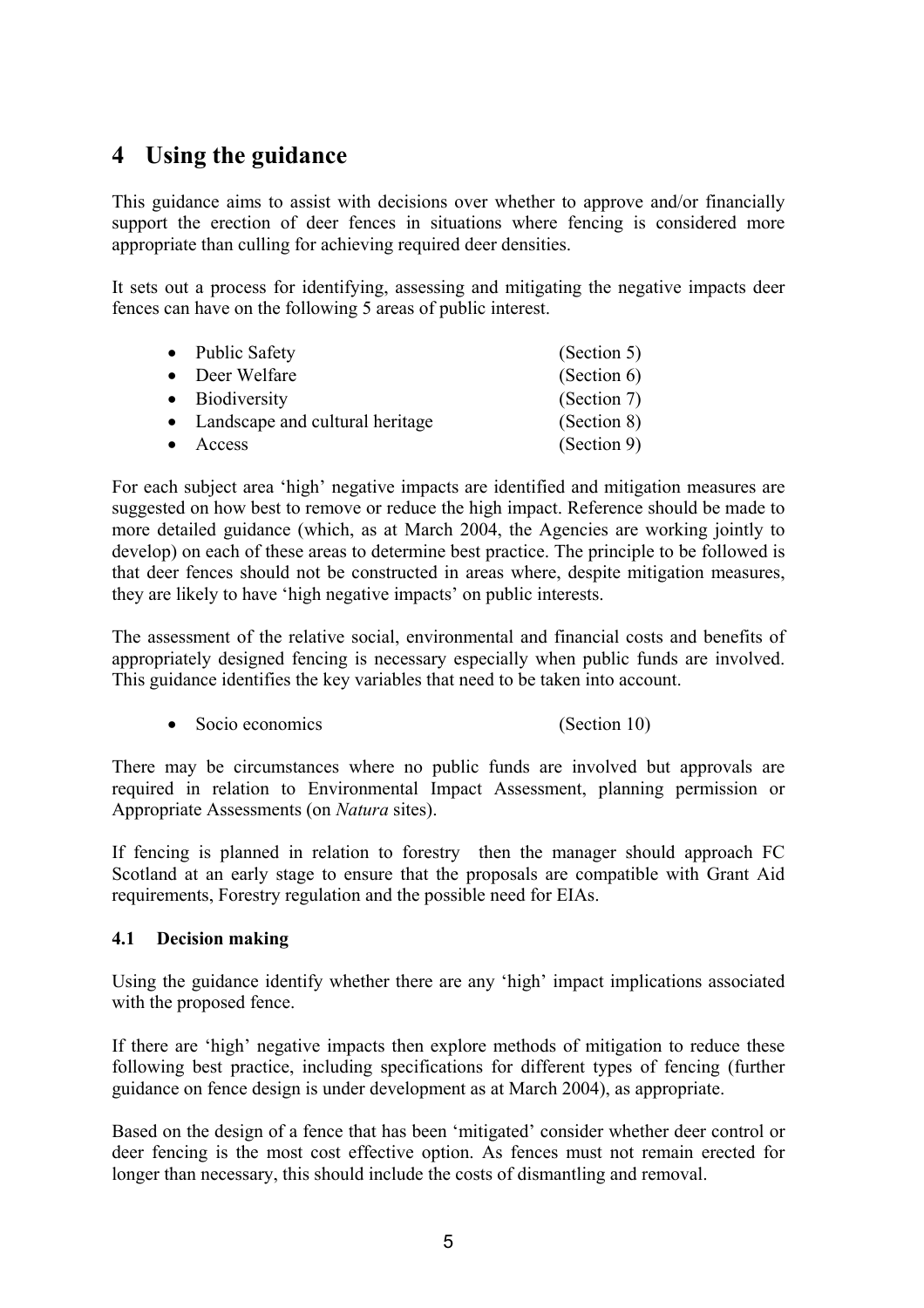# 4 Using the guidance

This guidance aims to assist with decisions over whether to approve and/or financially support the erection of deer fences in situations where fencing is considered more appropriate than culling for achieving required deer densities.

It sets out a process for identifying, assessing and mitigating the negative impacts deer fences can have on the following 5 areas of public interest.

- Public Safety (Section 5)
- Deer Welfare (Section 6)
- Biodiversity (Section 7)
- Landscape and cultural heritage (Section 8)
- Access (Section 9)

For each subject area 'high' negative impacts are identified and mitigation measures are suggested on how best to remove or reduce the high impact. Reference should be made to more detailed guidance (which, as at March 2004, the Agencies are working jointly to develop) on each of these areas to determine best practice. The principle to be followed is that deer fences should not be constructed in areas where, despite mitigation measures, they are likely to have 'high negative impacts' on public interests.

The assessment of the relative social, environmental and financial costs and benefits of appropriately designed fencing is necessary especially when public funds are involved. This guidance identifies the key variables that need to be taken into account.

- Socio economics (Section 10)

There may be circumstances where no public funds are involved but approvals are required in relation to Environmental Impact Assessment, planning permission or Appropriate Assessments (on *Natura* sites).

If fencing is planned in relation to forestry then the manager should approach FC Scotland at an early stage to ensure that the proposals are compatible with Grant Aid requirements, Forestry regulation and the possible need for EIAs.

### 4.1 Decision making

Using the guidance identify whether there are any 'high' impact implications associated with the proposed fence.

If there are 'high' negative impacts then explore methods of mitigation to reduce these following best practice, including specifications for different types of fencing (further guidance on fence design is under development as at March 2004), as appropriate.

Based on the design of a fence that has been 'mitigated' consider whether deer control or deer fencing is the most cost effective option. As fences must not remain erected for longer than necessary, this should include the costs of dismantling and removal.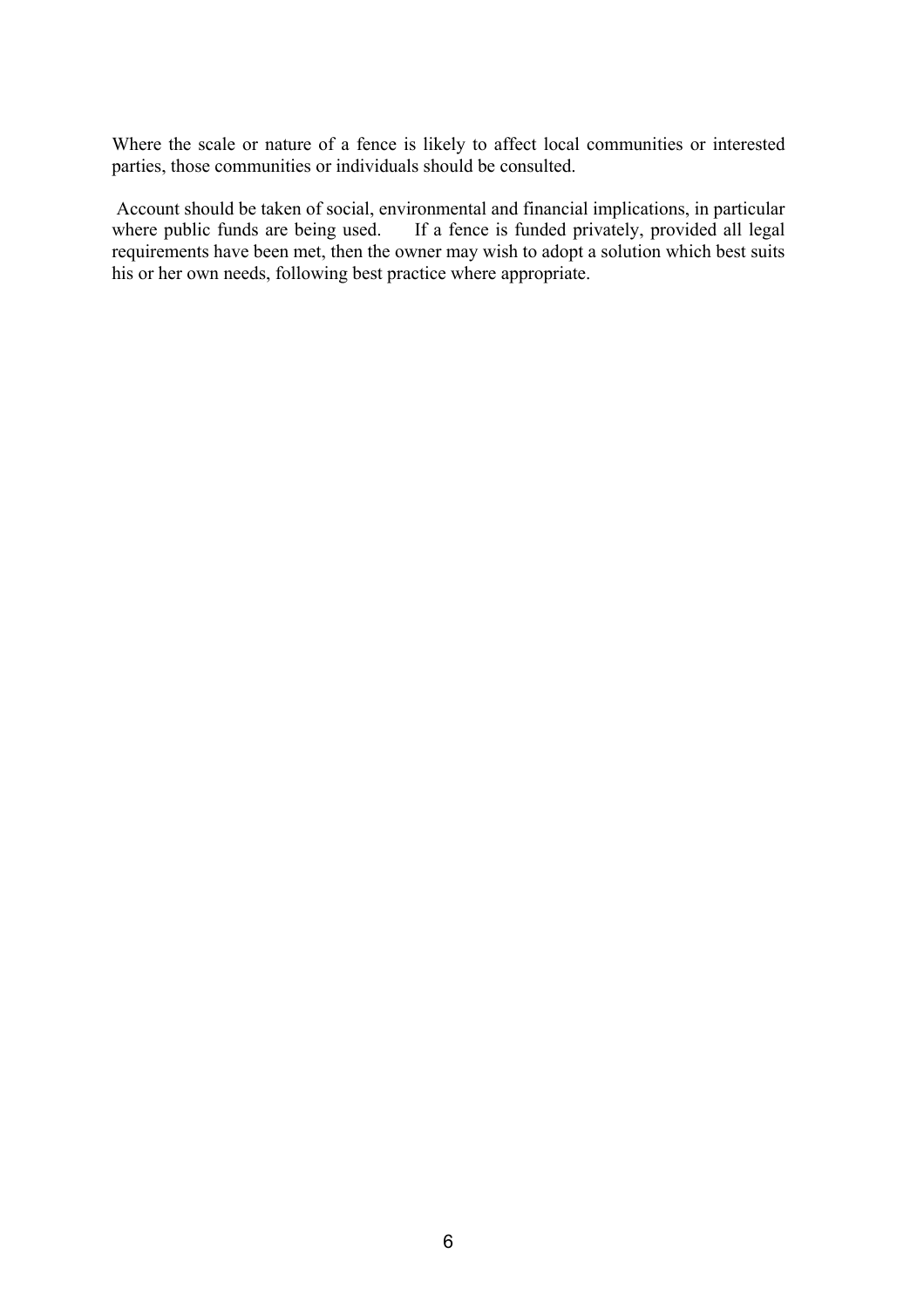Where the scale or nature of a fence is likely to affect local communities or interested parties, those communities or individuals should be consulted.

Account should be taken of social, environmental and financial implications, in particular where public funds are being used. If a fence is funded privately, provided all legal requirements have been met, then the owner may wish to adopt a solution which best suits his or her own needs, following best practice where appropriate.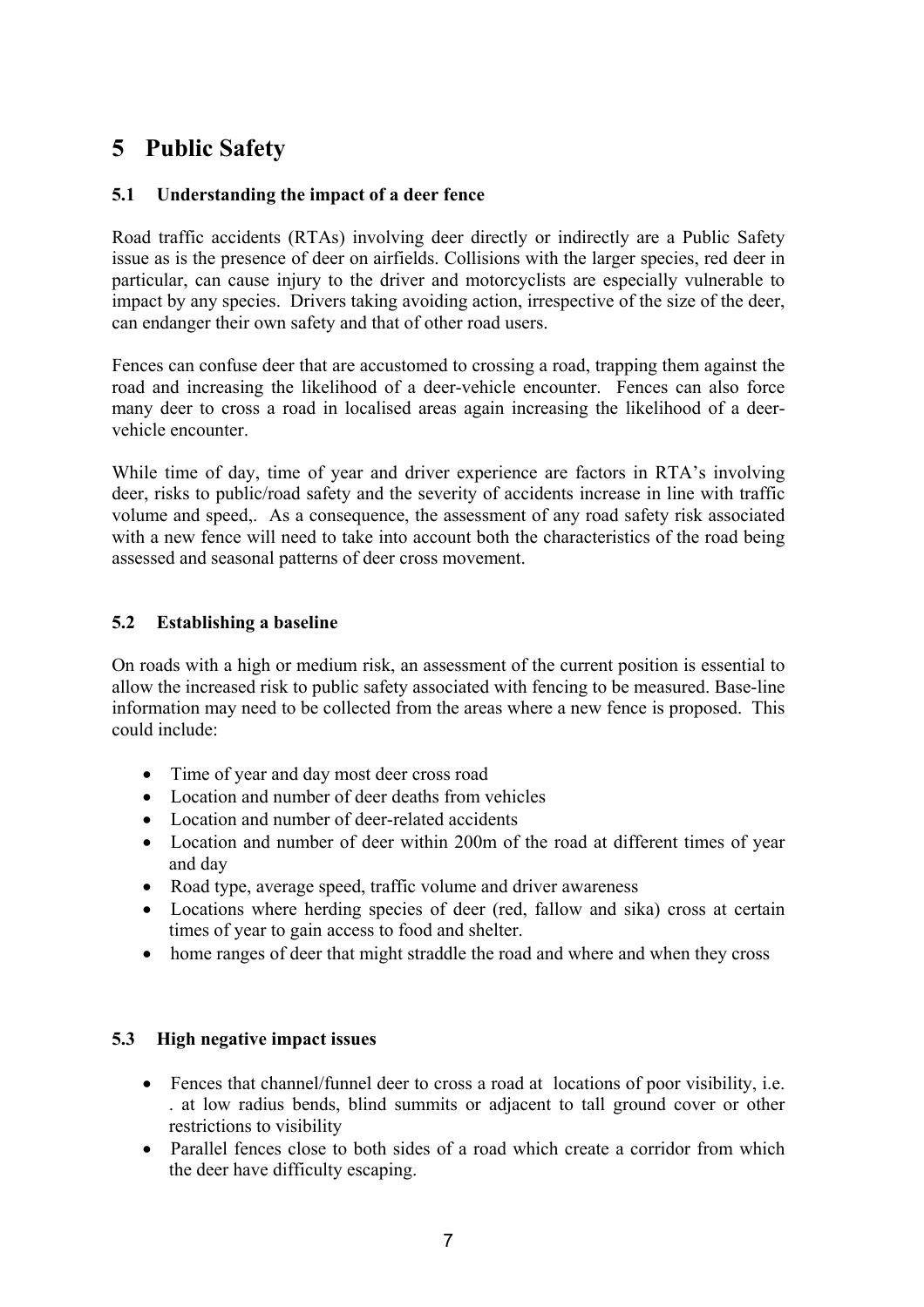# 5 Public Safety

## 5.1 Understanding the impact of a deer fence

Road traffic accidents (RTAs) involving deer directly or indirectly are a Public Safety issue as is the presence of deer on airfields. Collisions with the larger species, red deer in particular, can cause injury to the driver and motorcyclists are especially vulnerable to impact by any species. Drivers taking avoiding action, irrespective of the size of the deer, can endanger their own safety and that of other road users.

Fences can confuse deer that are accustomed to crossing a road, trapping them against the road and increasing the likelihood of a deer-vehicle encounter. Fences can also force many deer to cross a road in localised areas again increasing the likelihood of a deer-vehicle encounter.

While time of day, time of year and driver experience are factors in RTA's involving deer, risks to public/road safety and the severity of accidents increase in line with traffic volume and speed,. As a consequence, the assessment of any road safety risk associated with a new fence will need to take into account both the characteristics of the road being assessed and seasonal patterns of deer cross movement.

## 5.2 Establishing a baseline

On roads with a high or medium risk, an assessment of the current position is essential to allow the increased risk to public safety associated with fencing to be measured. Base-line information may need to be collected from the areas where a new fence is proposed. This could include:

- Time of year and day most deer cross road
- Location and number of deer deaths from vehicles
- Location and number of deer-related accidents
- Location and number of deer within 200m of the road at different times of year and day
- Road type, average speed, traffic volume and driver awareness
- Locations where herding species of deer (red, fallow and sika) cross at certain times of year to gain access to food and shelter.
- home ranges of deer that might straddle the road and where and when they cross

## 5.3 High negative impact issues

- Fences that channel/funnel deer to cross a road at locations of poor visibility, i.e. . at low radius bends, blind summits or adjacent to tall ground cover or other restrictions to visibility
- Parallel fences close to both sides of a road which create a corridor from which the deer have difficulty escaping.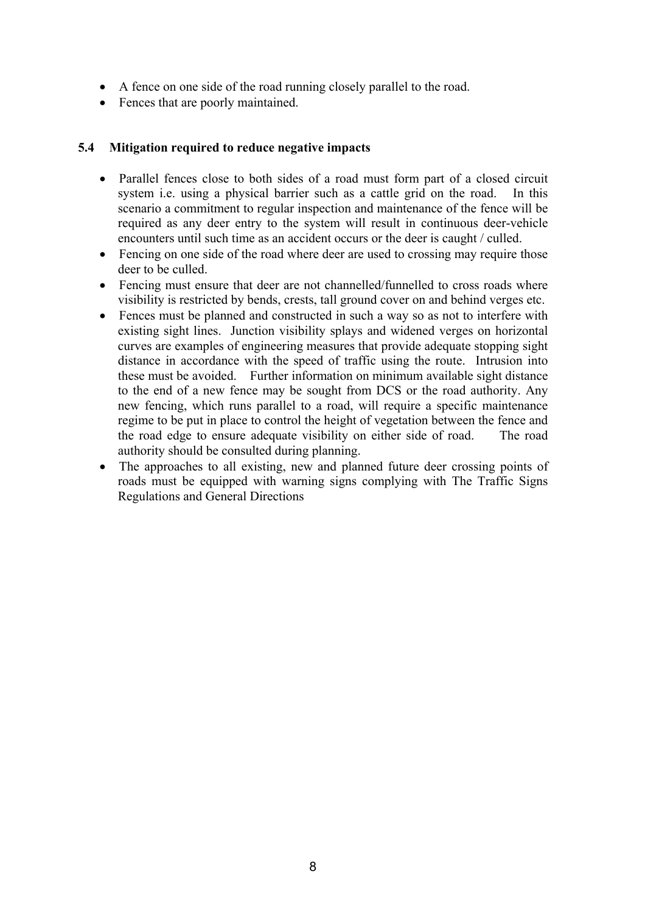- A fence on one side of the road running closely parallel to the road.
- Fences that are poorly maintained.

### 5.4 Mitigation required to reduce negative impacts

- Parallel fences close to both sides of a road must form part of a closed circuit system i.e. using a physical barrier such as a cattle grid on the road. In this scenario a commitment to regular inspection and maintenance of the fence will be required as any deer entry to the system will result in continuous deer-vehicle encounters until such time as an accident occurs or the deer is caught / culled.
- Fencing on one side of the road where deer are used to crossing may require those deer to be culled.
- Fencing must ensure that deer are not channelled/funnelled to cross roads where visibility is restricted by bends, crests, tall ground cover on and behind verges etc.
- Fences must be planned and constructed in such a way so as not to interfere with existing sight lines. Junction visibility splays and widened verges on horizontal curves are examples of engineering measures that provide adequate stopping sight distance in accordance with the speed of traffic using the route. Intrusion into these must be avoided. Further information on minimum available sight distance to the end of a new fence may be sought from DCS or the road authority. Any new fencing, which runs parallel to a road, will require a specific maintenance regime to be put in place to control the height of vegetation between the fence and the road edge to ensure adequate visibility on either side of road. The road authority should be consulted during planning.
- The approaches to all existing, new and planned future deer crossing points of roads must be equipped with warning signs complying with The Traffic Signs Regulations and General Directions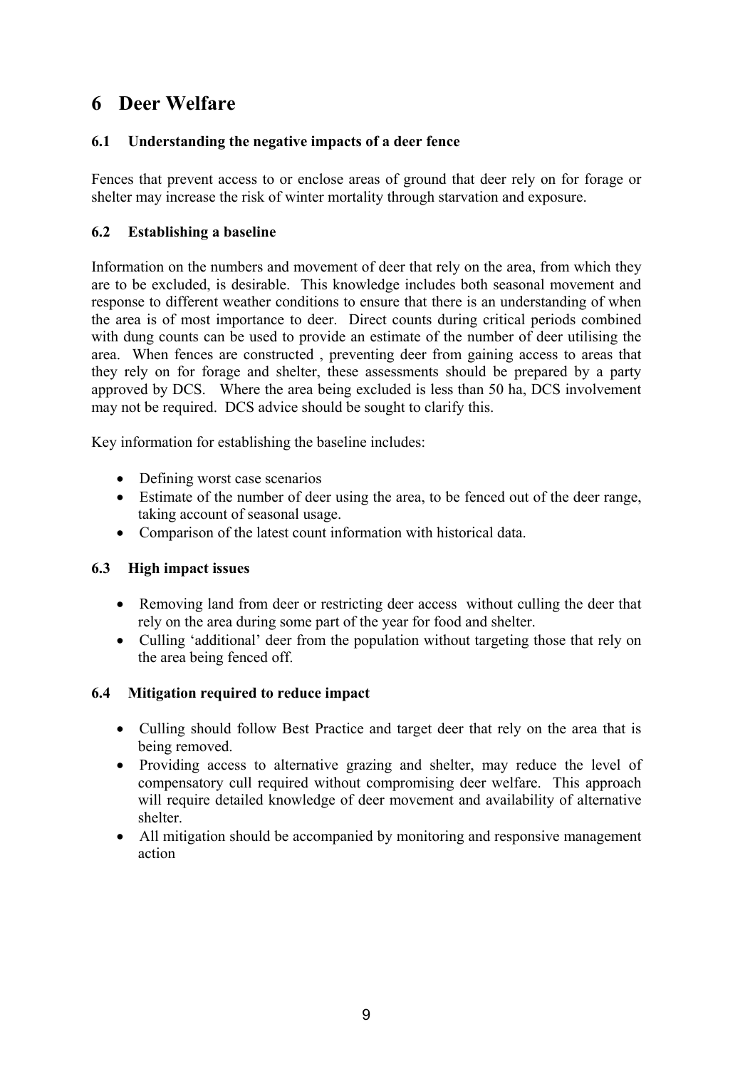# 6 Deer Welfare

### 6.1 Understanding the negative impacts of a deer fence

Fences that prevent access to or enclose areas of ground that deer rely on for forage or shelter may increase the risk of winter mortality through starvation and exposure.

### 6.2 Establishing a baseline

Information on the numbers and movement of deer that rely on the area, from which they are to be excluded, is desirable. This knowledge includes both seasonal movement and response to different weather conditions to ensure that there is an understanding of when the area is of most importance to deer. Direct counts during critical periods combined with dung counts can be used to provide an estimate of the number of deer utilising the area. When fences are constructed , preventing deer from gaining access to areas that they rely on for forage and shelter, these assessments should be prepared by a party approved by DCS. Where the area being excluded is less than 50 ha, DCS involvement may not be required. DCS advice should be sought to clarify this.

Key information for establishing the baseline includes:

- Defining worst case scenarios
- Estimate of the number of deer using the area, to be fenced out of the deer range, taking account of seasonal usage.
- Comparison of the latest count information with historical data.

### 6.3 High impact issues

- Removing land from deer or restricting deer access without culling the deer that rely on the area during some part of the year for food and shelter.
- Culling 'additional' deer from the population without targeting those that rely on the area being fenced off.

### 6.4 Mitigation required to reduce impact

- Culling should follow Best Practice and target deer that rely on the area that is being removed.
- Providing access to alternative grazing and shelter, may reduce the level of compensatory cull required without compromising deer welfare. This approach will require detailed knowledge of deer movement and availability of alternative shelter.
- All mitigation should be accompanied by monitoring and responsive management action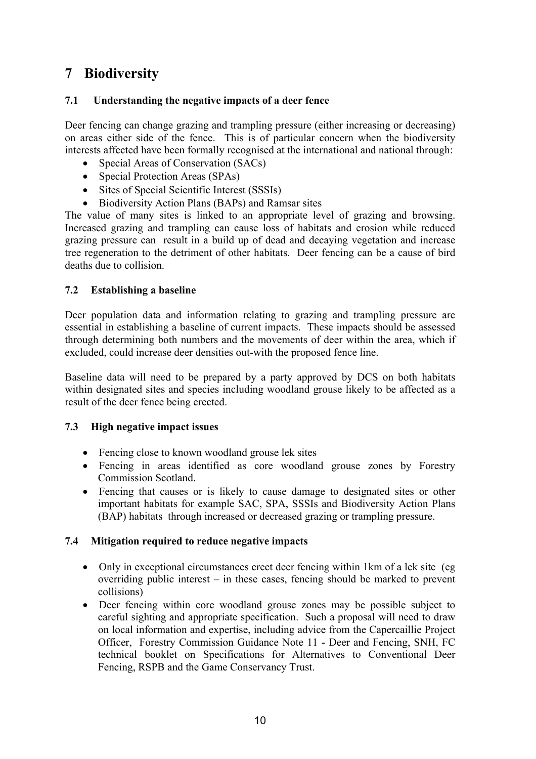# 7 Biodiversity

## 7.1 Understanding the negative impacts of a deer fence

Deer fencing can change grazing and trampling pressure (either increasing or decreasing) on areas either side of the fence. This is of particular concern when the biodiversity interests affected have been formally recognised at the international and national through:

- Special Areas of Conservation (SACs)
- Special Protection Areas (SPAs)
- Sites of Special Scientific Interest (SSSIs)
- Biodiversity Action Plans (BAPs) and Ramsar sites

The value of many sites is linked to an appropriate level of grazing and browsing. Increased grazing and trampling can cause loss of habitats and erosion while reduced grazing pressure can result in a build up of dead and decaying vegetation and increase tree regeneration to the detriment of other habitats. Deer fencing can be a cause of bird deaths due to collision.

## 7.2 Establishing a baseline

Deer population data and information relating to grazing and trampling pressure are essential in establishing a baseline of current impacts. These impacts should be assessed through determining both numbers and the movements of deer within the area, which if excluded, could increase deer densities out-with the proposed fence line.

Baseline data will need to be prepared by a party approved by DCS on both habitats within designated sites and species including woodland grouse likely to be affected as a result of the deer fence being erected.

## 7.3 High negative impact issues

- Fencing close to known woodland grouse lek sites
- Fencing in areas identified as core woodland grouse zones by Forestry Commission Scotland.
- Fencing that causes or is likely to cause damage to designated sites or other important habitats for example SAC, SPA, SSSIs and Biodiversity Action Plans (BAP) habitats through increased or decreased grazing or trampling pressure.

## 7.4 Mitigation required to reduce negative impacts

- Only in exceptional circumstances erect deer fencing within 1km of a lek site (eg overriding public interest – in these cases, fencing should be marked to prevent collisions)
- Deer fencing within core woodland grouse zones may be possible subject to careful sighting and appropriate specification. Such a proposal will need to draw on local information and expertise, including advice from the Capercaillie Project Officer, Forestry Commission Guidance Note 11 - Deer and Fencing, SNH, FC technical booklet on Specifications for Alternatives to Conventional Deer Fencing, RSPB and the Game Conservancy Trust.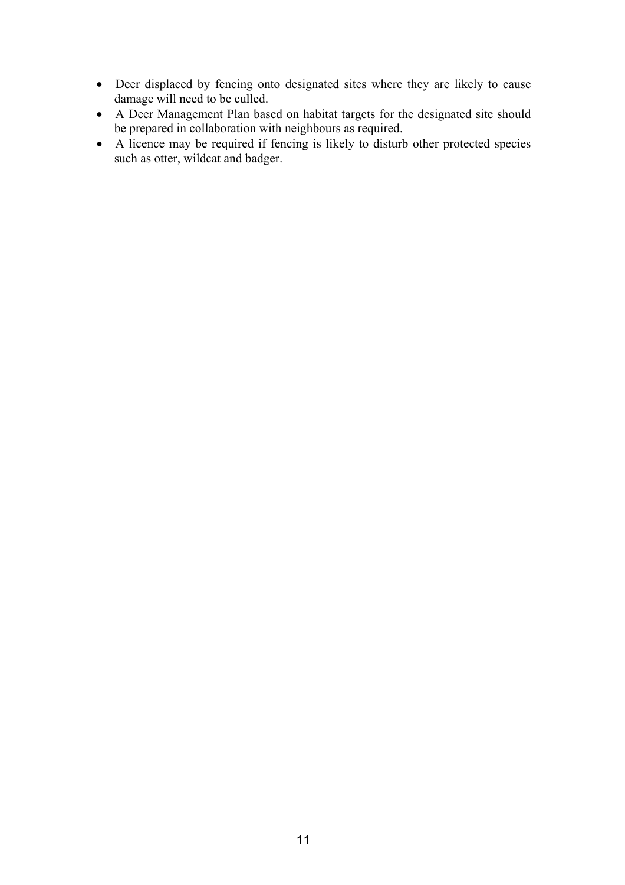- Deer displaced by fencing onto designated sites where they are likely to cause damage will need to be culled.
- A Deer Management Plan based on habitat targets for the designated site should be prepared in collaboration with neighbours as required.
- A licence may be required if fencing is likely to disturb other protected species such as otter, wildcat and badger.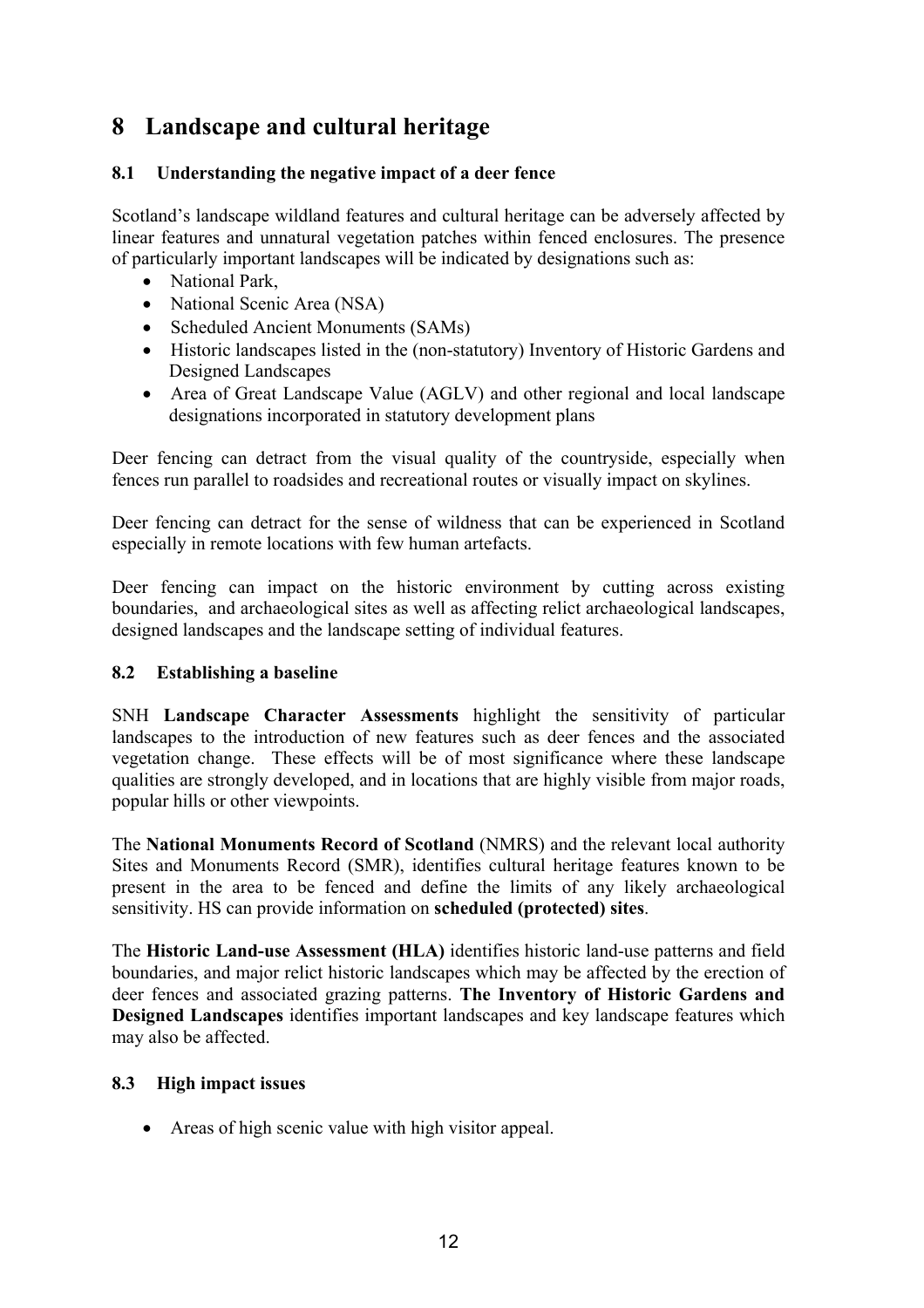# 8 Landscape and cultural heritage

### 8.1 Understanding the negative impact of a deer fence

Scotland's landscape wildland features and cultural heritage can be adversely affected by linear features and unnatural vegetation patches within fenced enclosures. The presence of particularly important landscapes will be indicated by designations such as:

- National Park,
- National Scenic Area (NSA)
- Scheduled Ancient Monuments (SAMs)
- Historic landscapes listed in the (non-statutory) Inventory of Historic Gardens and Designed Landscapes
- Area of Great Landscape Value (AGLV) and other regional and local landscape designations incorporated in statutory development plans

Deer fencing can detract from the visual quality of the countryside, especially when fences run parallel to roadsides and recreational routes or visually impact on skylines.

Deer fencing can detract for the sense of wildness that can be experienced in Scotland especially in remote locations with few human artefacts.

Deer fencing can impact on the historic environment by cutting across existing boundaries, and archaeological sites as well as affecting relict archaeological landscapes, designed landscapes and the landscape setting of individual features.

### 8.2 Establishing a baseline

SNH **Landscape Character Assessments** highlight the sensitivity of particular landscapes to the introduction of new features such as deer fences and the associated vegetation change. These effects will be of most significance where these landscape qualities are strongly developed, and in locations that are highly visible from major roads, popular hills or other viewpoints.

The **National Monuments Record of Scotland** (NMRS) and the relevant local authority Sites and Monuments Record (SMR), identifies cultural heritage features known to be present in the area to be fenced and define the limits of any likely archaeological sensitivity. HS can provide information on **scheduled (protected) sites**.

The **Historic Land-use Assessment (HLA)** identifies historic land-use patterns and field boundaries, and major relict historic landscapes which may be affected by the erection of deer fences and associated grazing patterns. **The Inventory of Historic Gardens and Designed Landscapes** identifies important landscapes and key landscape features which may also be affected.

### 8.3 High impact issues

- Areas of high scenic value with high visitor appeal.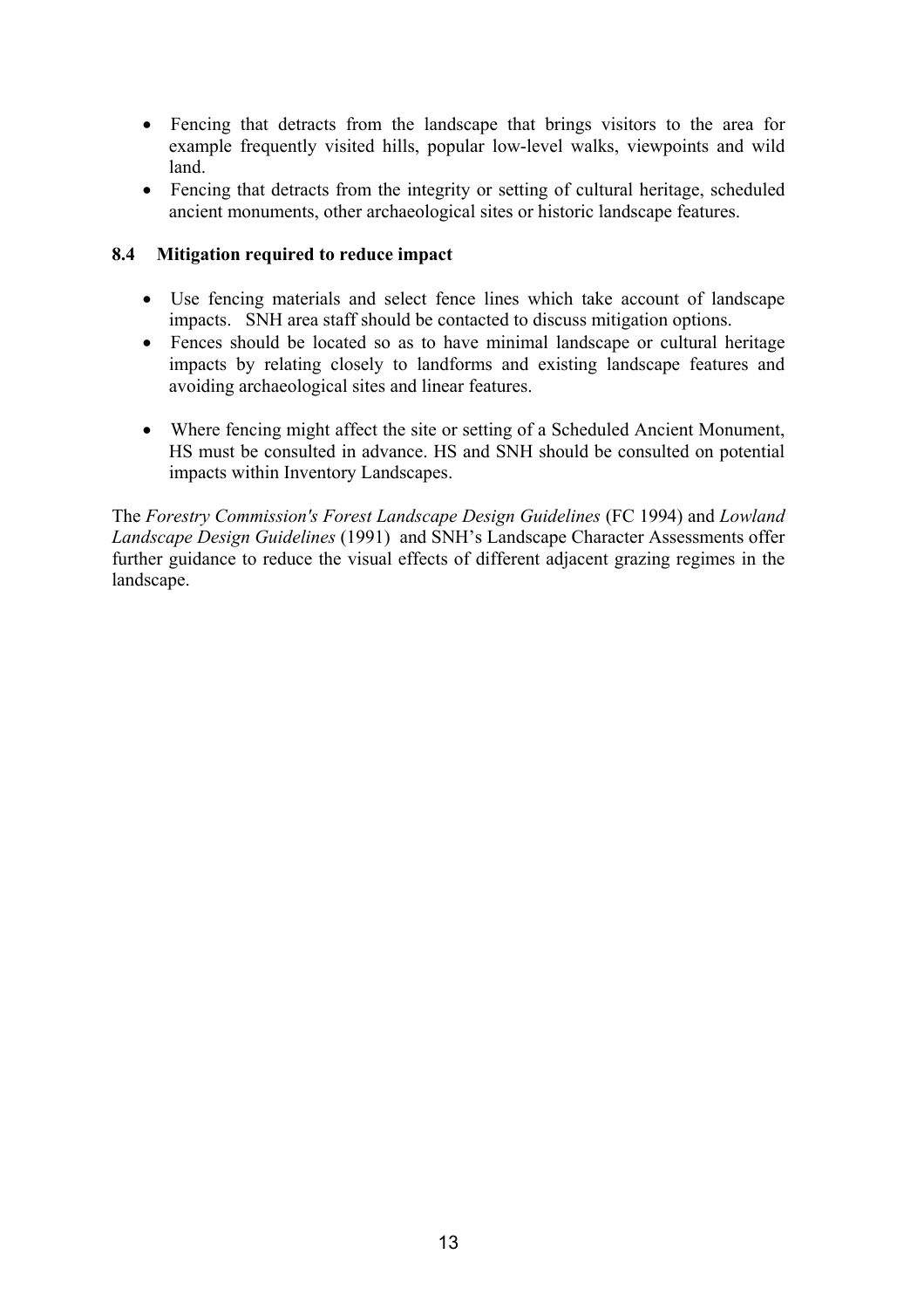- Fencing that detracts from the landscape that brings visitors to the area for example frequently visited hills, popular low-level walks, viewpoints and wild land.
- Fencing that detracts from the integrity or setting of cultural heritage, scheduled ancient monuments, other archaeological sites or historic landscape features.

### 8.4 Mitigation required to reduce impact

- Use fencing materials and select fence lines which take account of landscape impacts. SNH area staff should be contacted to discuss mitigation options.
- Fences should be located so as to have minimal landscape or cultural heritage impacts by relating closely to landforms and existing landscape features and avoiding archaeological sites and linear features.
- Where fencing might affect the site or setting of a Scheduled Ancient Monument, HS must be consulted in advance. HS and SNH should be consulted on potential impacts within Inventory Landscapes.

The *Forestry Commission's Forest Landscape Design Guidelines* (FC 1994) and *Lowland Landscape Design Guidelines* (1991) and SNH's Landscape Character Assessments offer further guidance to reduce the visual effects of different adjacent grazing regimes in the landscape.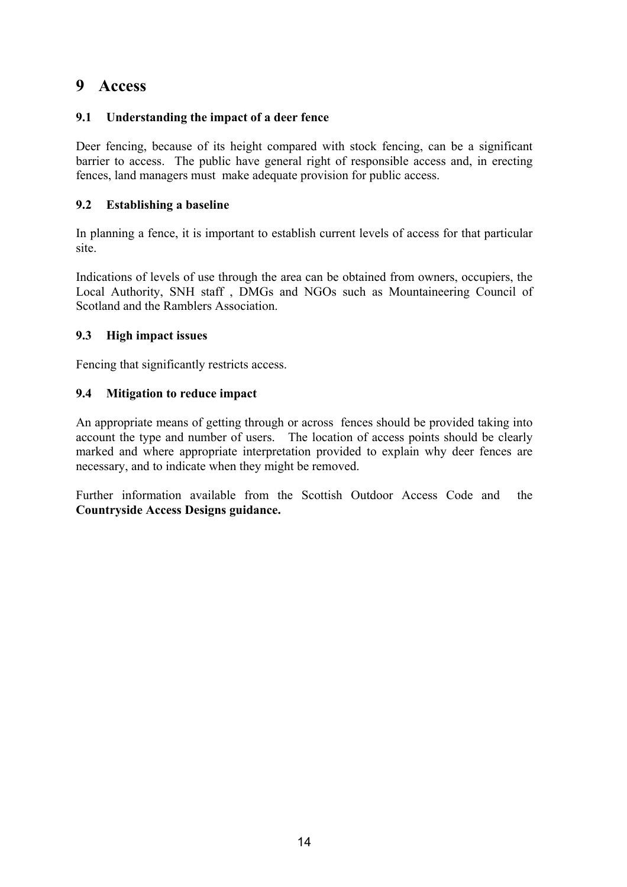# 9 Access

## 9.1 Understanding the impact of a deer fence

Deer fencing, because of its height compared with stock fencing, can be a significant barrier to access. The public have general right of responsible access and, in erecting fences, land managers must make adequate provision for public access.

## 9.2 Establishing a baseline

In planning a fence, it is important to establish current levels of access for that particular site.

Indications of levels of use through the area can be obtained from owners, occupiers, the Local Authority, SNH staff , DMGs and NGOs such as Mountaineering Council of Scotland and the Ramblers Association.

## 9.3 High impact issues

Fencing that significantly restricts access.

## 9.4 Mitigation to reduce impact

An appropriate means of getting through or across fences should be provided taking into account the type and number of users. The location of access points should be clearly marked and where appropriate interpretation provided to explain why deer fences are necessary, and to indicate when they might be removed.

Further information available from the Scottish Outdoor Access Code and the **Countryside Access Designs guidance.**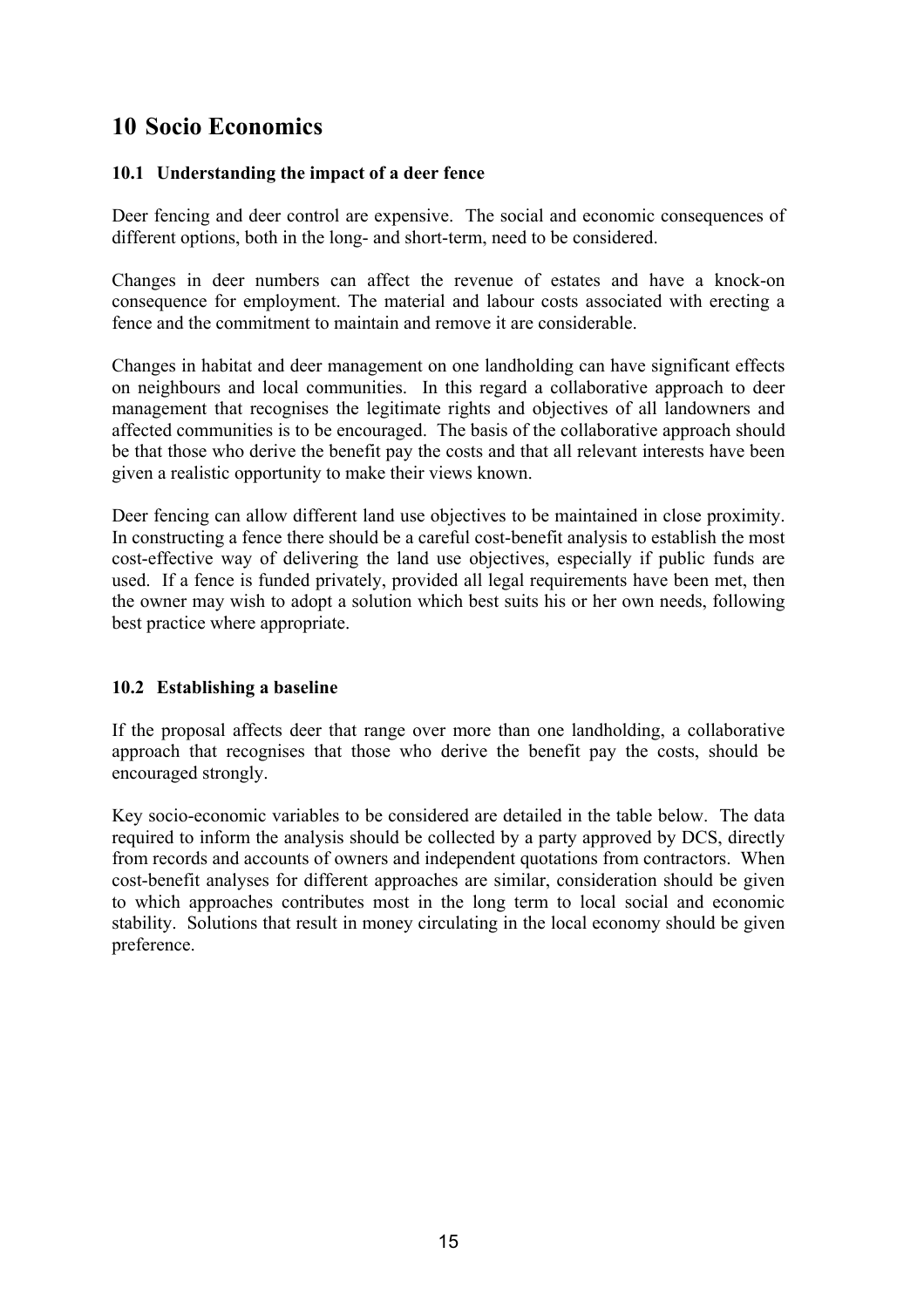# 10 Socio Economics

## 10.1 Understanding the impact of a deer fence

Deer fencing and deer control are expensive. The social and economic consequences of different options, both in the long- and short-term, need to be considered.

Changes in deer numbers can affect the revenue of estates and have a knock-on consequence for employment. The material and labour costs associated with erecting a fence and the commitment to maintain and remove it are considerable.

Changes in habitat and deer management on one landholding can have significant effects on neighbours and local communities. In this regard a collaborative approach to deer management that recognises the legitimate rights and objectives of all landowners and affected communities is to be encouraged. The basis of the collaborative approach should be that those who derive the benefit pay the costs and that all relevant interests have been given a realistic opportunity to make their views known.

Deer fencing can allow different land use objectives to be maintained in close proximity. In constructing a fence there should be a careful cost-benefit analysis to establish the most cost-effective way of delivering the land use objectives, especially if public funds are used. If a fence is funded privately, provided all legal requirements have been met, then the owner may wish to adopt a solution which best suits his or her own needs, following best practice where appropriate.

## 10.2 Establishing a baseline

If the proposal affects deer that range over more than one landholding, a collaborative approach that recognises that those who derive the benefit pay the costs, should be encouraged strongly.

Key socio-economic variables to be considered are detailed in the table below. The data required to inform the analysis should be collected by a party approved by DCS, directly from records and accounts of owners and independent quotations from contractors. When cost-benefit analyses for different approaches are similar, consideration should be given to which approaches contributes most in the long term to local social and economic stability. Solutions that result in money circulating in the local economy should be given preference.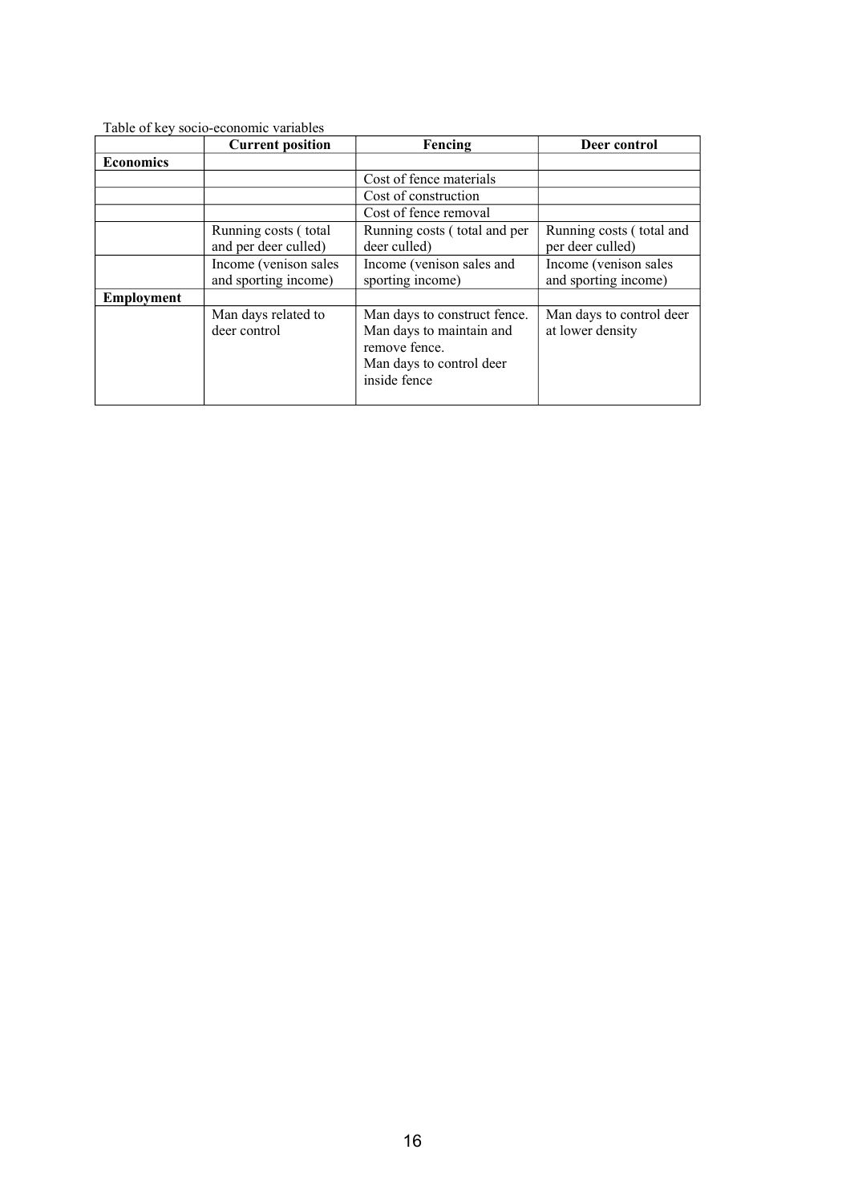Table of key socio-economic variables

| | **Current position** | **Fencing** | **Deer control** |
|---|---|---|---|
| **Economics** | | | |
| | | Cost of fence materials | |
| | | Cost of construction | |
| | | Cost of fence removal | |
| | Running costs ( total and per deer culled) | Running costs ( total and per deer culled) | Running costs ( total and per deer culled) |
| | Income (venison sales and sporting income) | Income (venison sales and sporting income) | Income (venison sales and sporting income) |
| **Employment** | | | |
| | Man days related to deer control | Man days to construct fence. Man days to maintain and remove fence. Man days to control deer inside fence | Man days to control deer at lower density |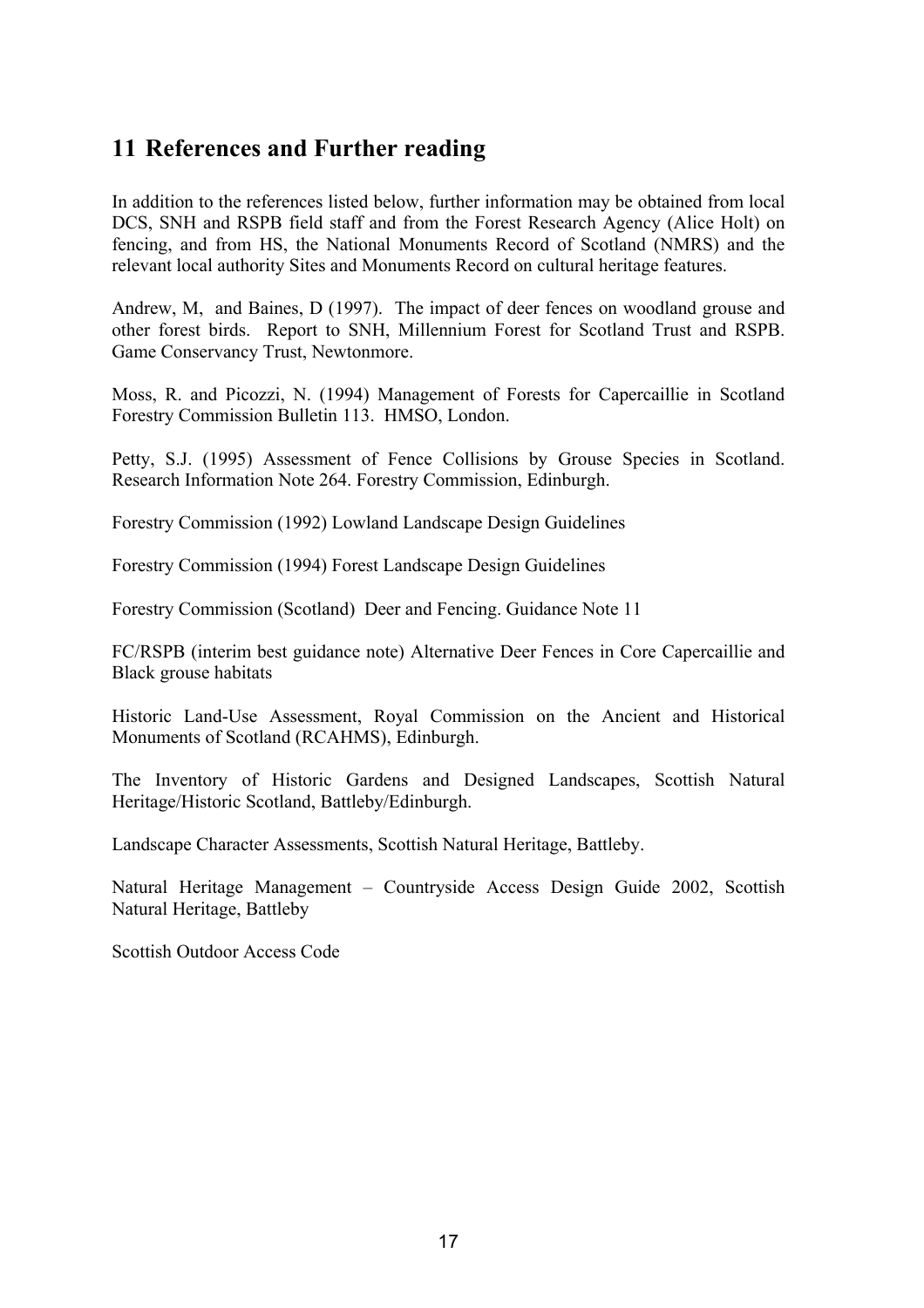## 11 References and Further reading

In addition to the references listed below, further information may be obtained from local DCS, SNH and RSPB field staff and from the Forest Research Agency (Alice Holt) on fencing, and from HS, the National Monuments Record of Scotland (NMRS) and the relevant local authority Sites and Monuments Record on cultural heritage features.

Andrew, M, and Baines, D (1997). The impact of deer fences on woodland grouse and other forest birds. Report to SNH, Millennium Forest for Scotland Trust and RSPB. Game Conservancy Trust, Newtonmore.

Moss, R. and Picozzi, N. (1994) Management of Forests for Capercaillie in Scotland Forestry Commission Bulletin 113. HMSO, London.

Petty, S.J. (1995) Assessment of Fence Collisions by Grouse Species in Scotland. Research Information Note 264. Forestry Commission, Edinburgh.

Forestry Commission (1992) Lowland Landscape Design Guidelines

Forestry Commission (1994) Forest Landscape Design Guidelines

Forestry Commission (Scotland) Deer and Fencing. Guidance Note 11

FC/RSPB (interim best guidance note) Alternative Deer Fences in Core Capercaillie and Black grouse habitats

Historic Land-Use Assessment, Royal Commission on the Ancient and Historical Monuments of Scotland (RCAHMS), Edinburgh.

The Inventory of Historic Gardens and Designed Landscapes, Scottish Natural Heritage/Historic Scotland, Battleby/Edinburgh.

Landscape Character Assessments, Scottish Natural Heritage, Battleby.

Natural Heritage Management – Countryside Access Design Guide 2002, Scottish Natural Heritage, Battleby

Scottish Outdoor Access Code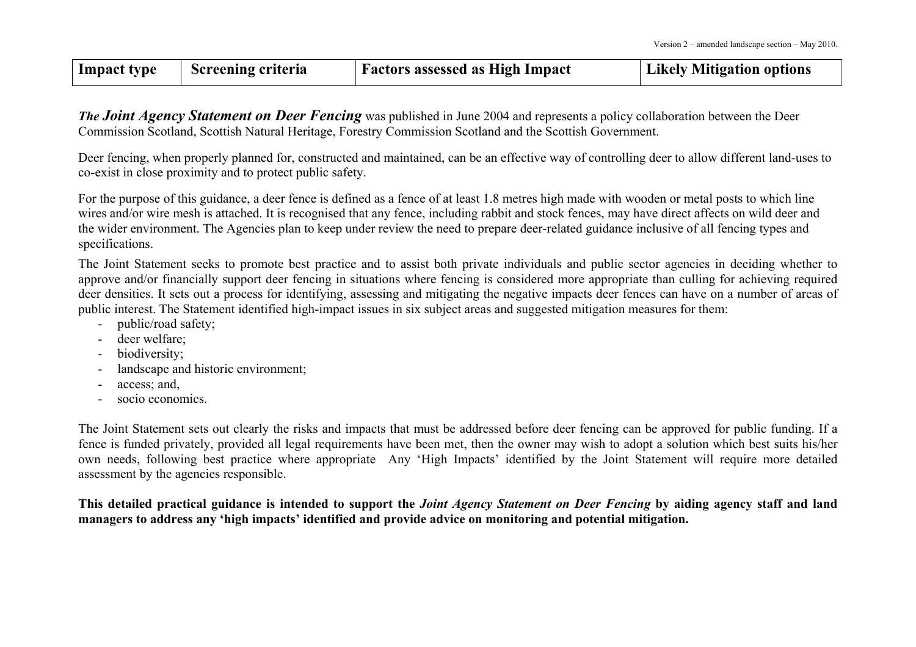| Impact type | Screening criteria | Factors assessed as High Impact | Likely Mitigation options |
|---|---|---|---|

***The Joint Agency Statement on Deer Fencing*** was published in June 2004 and represents a policy collaboration between the Deer Commission Scotland, Scottish Natural Heritage, Forestry Commission Scotland and the Scottish Government.

Deer fencing, when properly planned for, constructed and maintained, can be an effective way of controlling deer to allow different land-uses to co-exist in close proximity and to protect public safety.

For the purpose of this guidance, a deer fence is defined as a fence of at least 1.8 metres high made with wooden or metal posts to which line wires and/or wire mesh is attached. It is recognised that any fence, including rabbit and stock fences, may have direct affects on wild deer and the wider environment. The Agencies plan to keep under review the need to prepare deer-related guidance inclusive of all fencing types and specifications.

The Joint Statement seeks to promote best practice and to assist both private individuals and public sector agencies in deciding whether to approve and/or financially support deer fencing in situations where fencing is considered more appropriate than culling for achieving required deer densities. It sets out a process for identifying, assessing and mitigating the negative impacts deer fences can have on a number of areas of public interest. The Statement identified high-impact issues in six subject areas and suggested mitigation measures for them:

- public/road safety;
- deer welfare;
- biodiversity;
- landscape and historic environment;
- access; and,
- socio economics.

The Joint Statement sets out clearly the risks and impacts that must be addressed before deer fencing can be approved for public funding. If a fence is funded privately, provided all legal requirements have been met, then the owner may wish to adopt a solution which best suits his/her own needs, following best practice where appropriate  Any 'High Impacts' identified by the Joint Statement will require more detailed assessment by the agencies responsible.

**This detailed practical guidance is intended to support the *Joint Agency Statement on Deer Fencing* by aiding agency staff and land managers to address any 'high impacts' identified and provide advice on monitoring and potential mitigation.**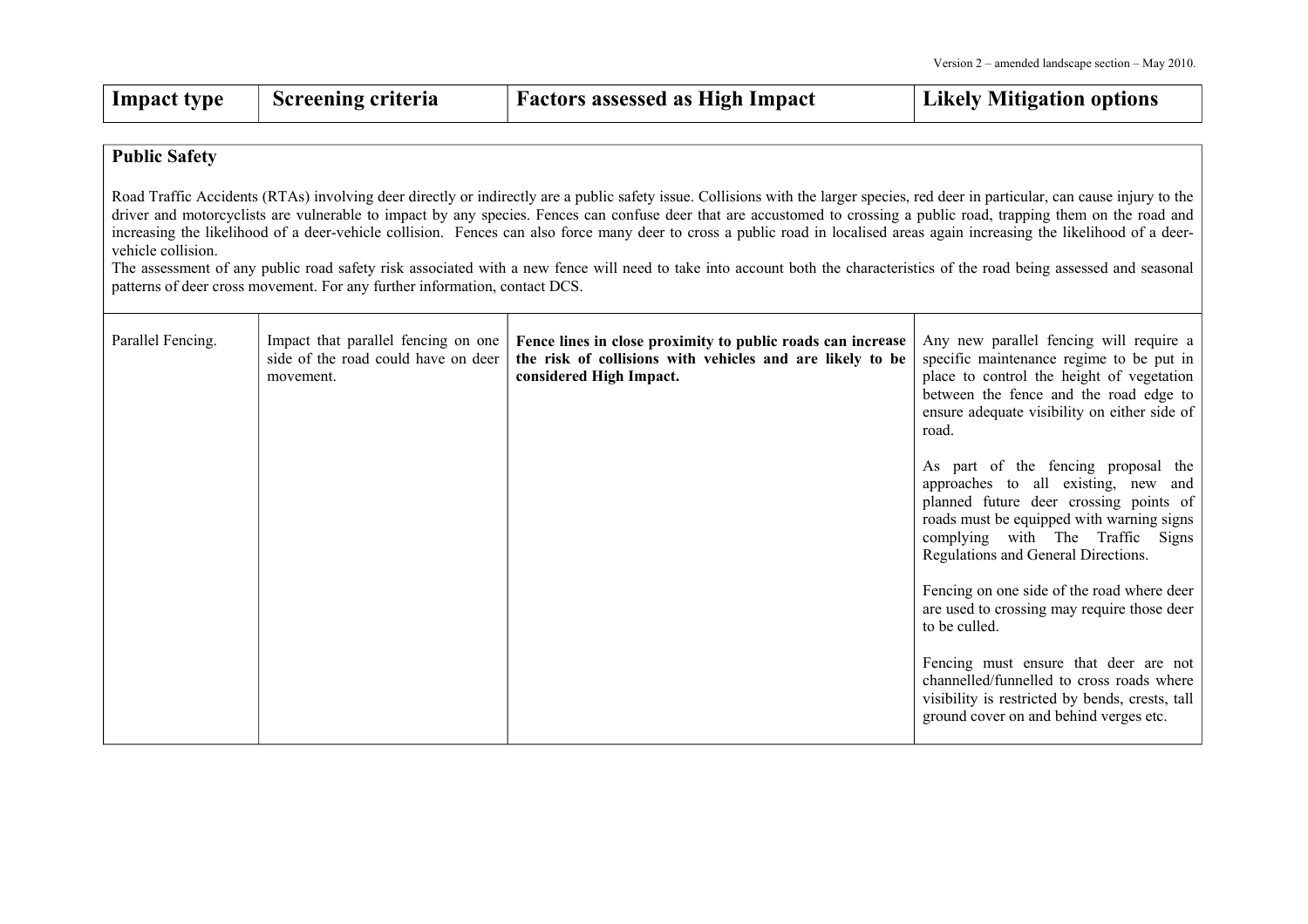| Impact type | Screening criteria | Factors assessed as High Impact | Likely Mitigation options |
|---|---|---|---|

**Public Safety**

Road Traffic Accidents (RTAs) involving deer directly or indirectly are a public safety issue. Collisions with the larger species, red deer in particular, can cause injury to the driver and motorcyclists are vulnerable to impact by any species. Fences can confuse deer that are accustomed to crossing a public road, trapping them on the road and increasing the likelihood of a deer-vehicle collision. Fences can also force many deer to cross a public road in localised areas again increasing the likelihood of a deer-vehicle collision.
The assessment of any public road safety risk associated with a new fence will need to take into account both the characteristics of the road being assessed and seasonal patterns of deer cross movement. For any further information, contact DCS.

| Impact type | Screening criteria | Factors assessed as High Impact | Likely Mitigation options |
|---|---|---|---|
| Parallel Fencing. | Impact that parallel fencing on one side of the road could have on deer movement. | **Fence lines in close proximity to public roads can increase the risk of collisions with vehicles and are likely to be considered High Impact.** | Any new parallel fencing will require a specific maintenance regime to be put in place to control the height of vegetation between the fence and the road edge to ensure adequate visibility on either side of road.<br><br>As part of the fencing proposal the approaches to all existing, new and planned future deer crossing points of roads must be equipped with warning signs complying with The Traffic Signs Regulations and General Directions.<br><br>Fencing on one side of the road where deer are used to crossing may require those deer to be culled.<br><br>Fencing must ensure that deer are not channelled/funnelled to cross roads where visibility is restricted by bends, crests, tall ground cover on and behind verges etc. |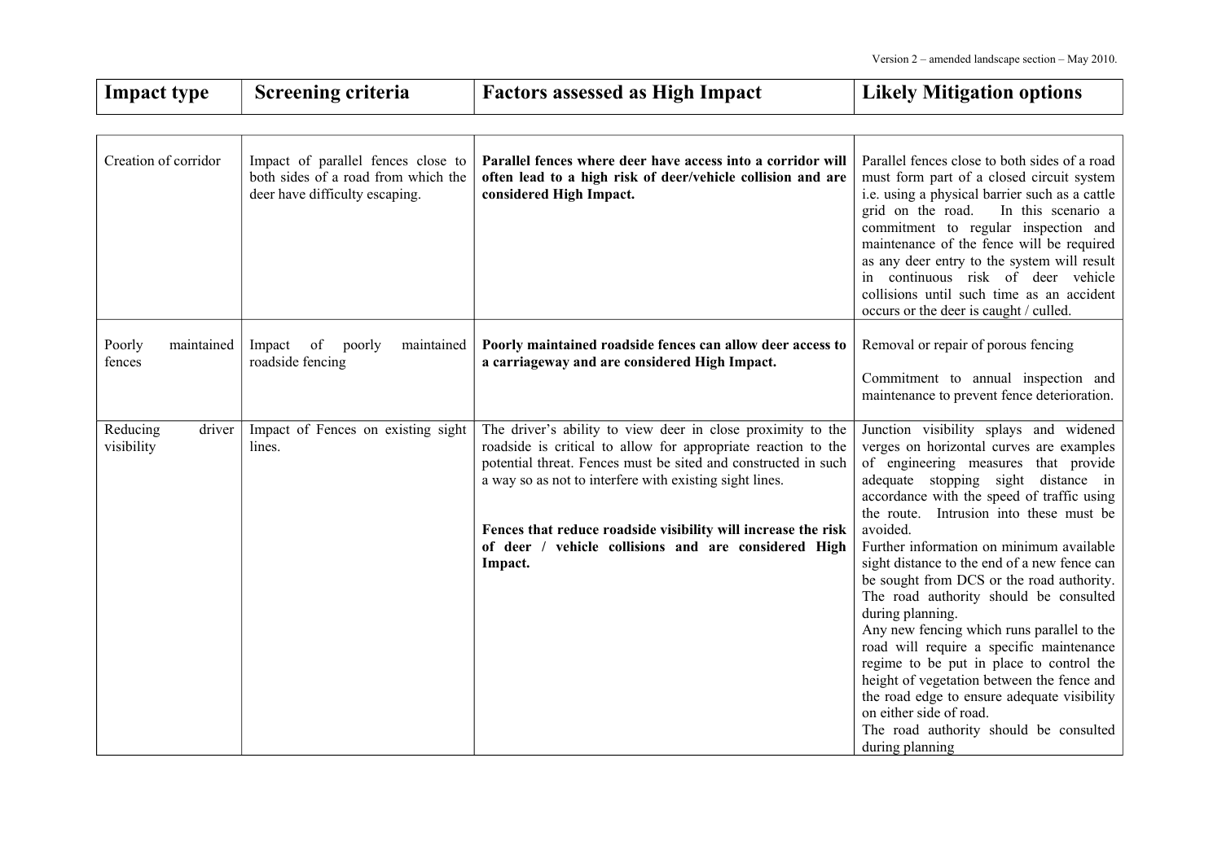| Impact type | Screening criteria | Factors assessed as High Impact | Likely Mitigation options |
|---|---|---|---|
| Creation of corridor | Impact of parallel fences close to both sides of a road from which the deer have difficulty escaping. | **Parallel fences where deer have access into a corridor will often lead to a high risk of deer/vehicle collision and are considered High Impact.** | Parallel fences close to both sides of a road must form part of a closed circuit system i.e. using a physical barrier such as a cattle grid on the road. In this scenario a commitment to regular inspection and maintenance of the fence will be required as any deer entry to the system will result in continuous risk of deer vehicle collisions until such time as an accident occurs or the deer is caught / culled. |
| Poorly maintained fences | Impact of poorly maintained roadside fencing | **Poorly maintained roadside fences can allow deer access to a carriageway and are considered High Impact.** | Removal or repair of porous fencing<br><br>Commitment to annual inspection and maintenance to prevent fence deterioration. |
| Reducing driver visibility | Impact of Fences on existing sight lines. | The driver's ability to view deer in close proximity to the roadside is critical to allow for appropriate reaction to the potential threat. Fences must be sited and constructed in such a way so as not to interfere with existing sight lines.<br><br>**Fences that reduce roadside visibility will increase the risk of deer / vehicle collisions and are considered High Impact.** | Junction visibility splays and widened verges on horizontal curves are examples of engineering measures that provide adequate stopping sight distance in accordance with the speed of traffic using the route. Intrusion into these must be avoided.<br>Further information on minimum available sight distance to the end of a new fence can be sought from DCS or the road authority. The road authority should be consulted during planning.<br>Any new fencing which runs parallel to the road will require a specific maintenance regime to be put in place to control the height of vegetation between the fence and the road edge to ensure adequate visibility on either side of road.<br>The road authority should be consulted during planning |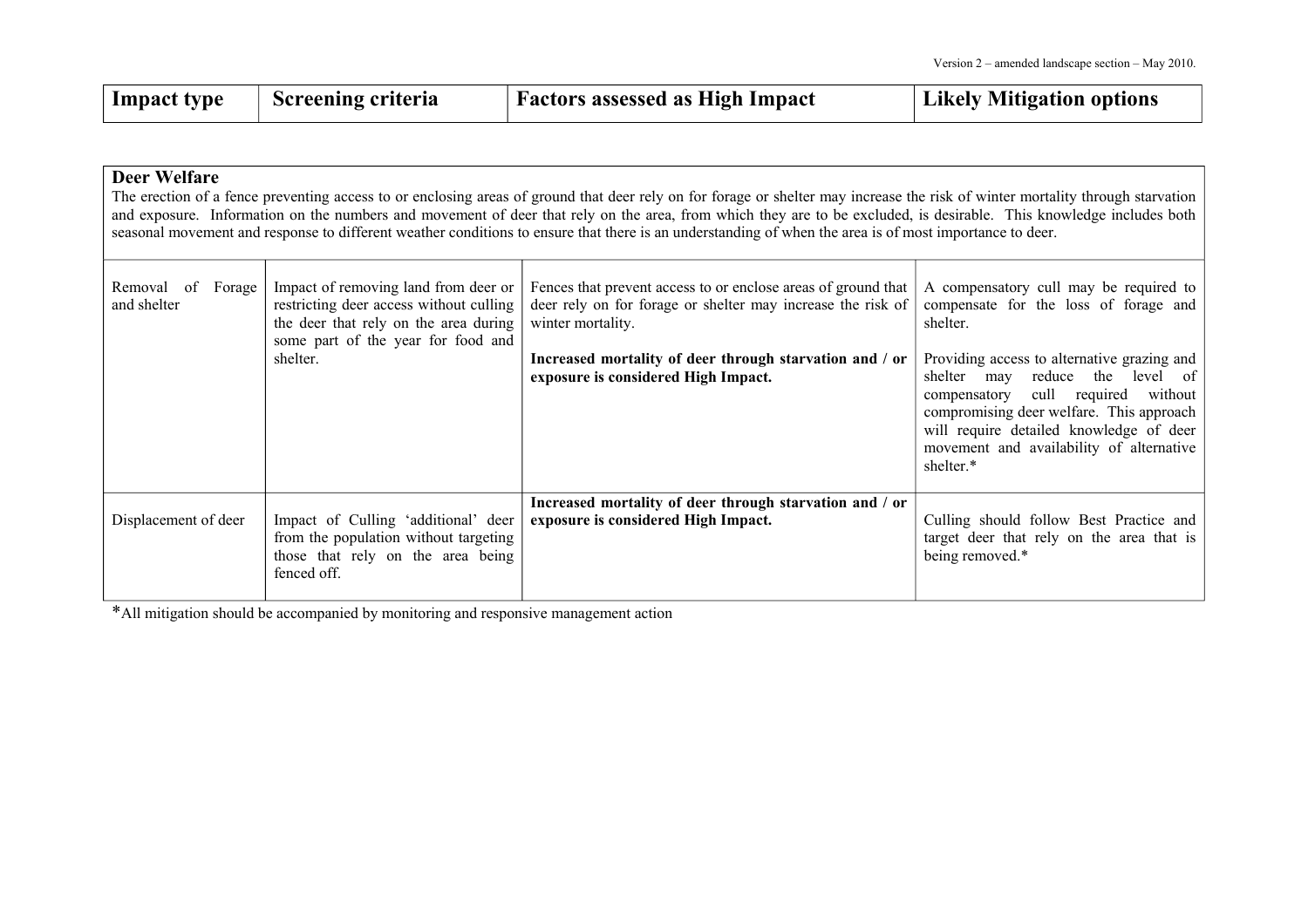| Impact type | Screening criteria | Factors assessed as High Impact | Likely Mitigation options |
|---|---|---|---|
| **Deer Welfare**<br>The erection of a fence preventing access to or enclosing areas of ground that deer rely on for forage or shelter may increase the risk of winter mortality through starvation and exposure. Information on the numbers and movement of deer that rely on the area, from which they are to be excluded, is desirable. This knowledge includes both seasonal movement and response to different weather conditions to ensure that there is an understanding of when the area is of most importance to deer. | | | |
| Removal of Forage and shelter | Impact of removing land from deer or restricting deer access without culling the deer that rely on the area during some part of the year for food and shelter. | Fences that prevent access to or enclose areas of ground that deer rely on for forage or shelter may increase the risk of winter mortality.<br><br>**Increased mortality of deer through starvation and / or exposure is considered High Impact.** | A compensatory cull may be required to compensate for the loss of forage and shelter.<br><br>Providing access to alternative grazing and shelter may reduce the level of compensatory cull required without compromising deer welfare. This approach will require detailed knowledge of deer movement and availability of alternative shelter.* |
| Displacement of deer | Impact of Culling 'additional' deer from the population without targeting those that rely on the area being fenced off. | **Increased mortality of deer through starvation and / or exposure is considered High Impact.** | Culling should follow Best Practice and target deer that rely on the area that is being removed.* |

*All mitigation should be accompanied by monitoring and responsive management action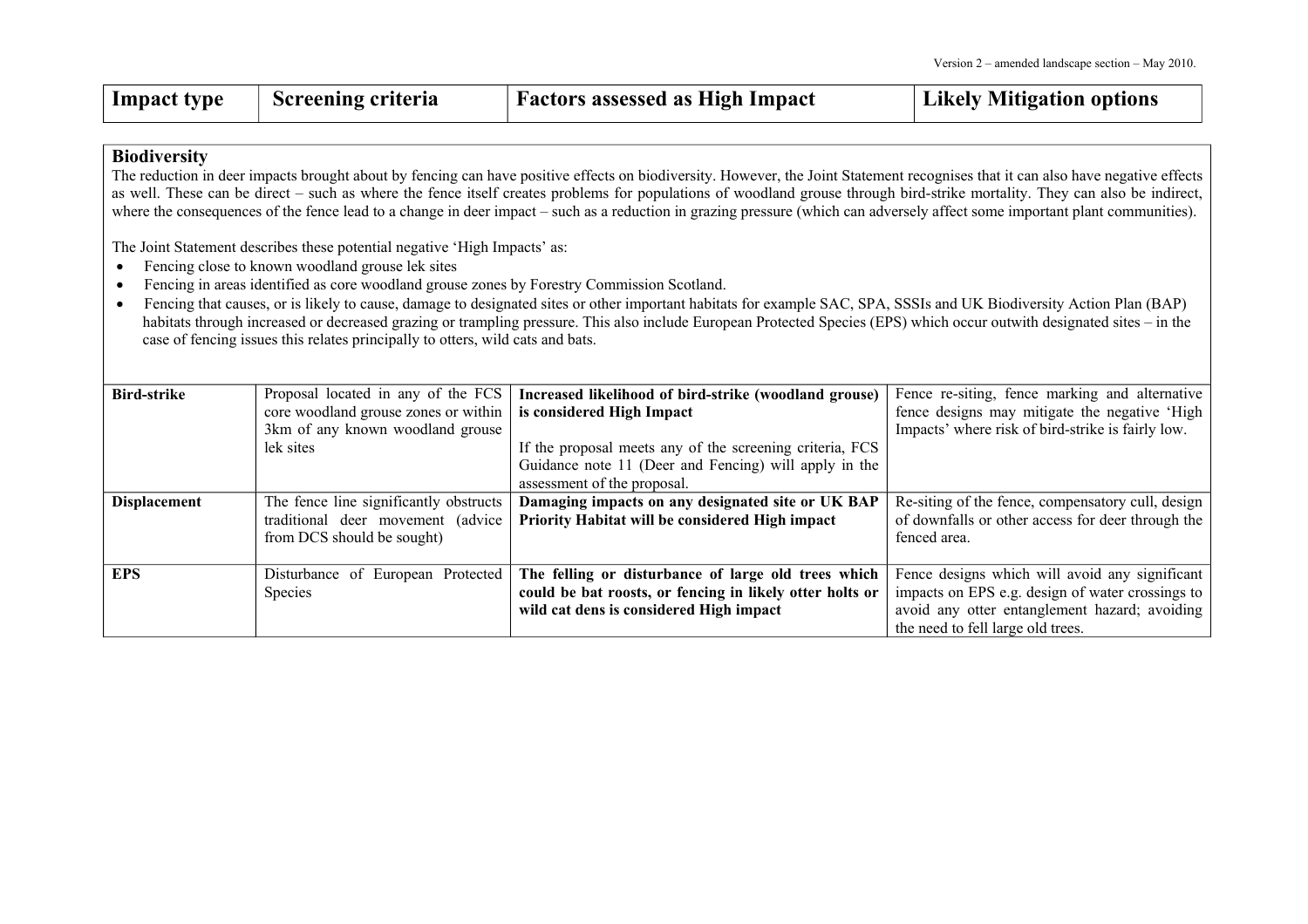| Impact type | Screening criteria | Factors assessed as High Impact | Likely Mitigation options |
|---|---|---|---|

## Biodiversity

The reduction in deer impacts brought about by fencing can have positive effects on biodiversity. However, the Joint Statement recognises that it can also have negative effects as well. These can be direct – such as where the fence itself creates problems for populations of woodland grouse through bird-strike mortality. They can also be indirect, where the consequences of the fence lead to a change in deer impact – such as a reduction in grazing pressure (which can adversely affect some important plant communities).

The Joint Statement describes these potential negative 'High Impacts' as:

- Fencing close to known woodland grouse lek sites
- Fencing in areas identified as core woodland grouse zones by Forestry Commission Scotland.
- Fencing that causes, or is likely to cause, damage to designated sites or other important habitats for example SAC, SPA, SSSIs and UK Biodiversity Action Plan (BAP) habitats through increased or decreased grazing or trampling pressure. This also include European Protected Species (EPS) which occur outwith designated sites – in the case of fencing issues this relates principally to otters, wild cats and bats.

| | | | |
|---|---|---|---|
| **Bird-strike** | Proposal located in any of the FCS core woodland grouse zones or within 3km of any known woodland grouse lek sites | **Increased likelihood of bird-strike (woodland grouse) is considered High Impact**<br><br>If the proposal meets any of the screening criteria, FCS Guidance note 11 (Deer and Fencing) will apply in the assessment of the proposal. | Fence re-siting, fence marking and alternative fence designs may mitigate the negative 'High Impacts' where risk of bird-strike is fairly low. |
| **Displacement** | The fence line significantly obstructs traditional deer movement (advice from DCS should be sought) | **Damaging impacts on any designated site or UK BAP Priority Habitat will be considered High impact** | Re-siting of the fence, compensatory cull, design of downfalls or other access for deer through the fenced area. |
| **EPS** | Disturbance of European Protected Species | **The felling or disturbance of large old trees which could be bat roosts, or fencing in likely otter holts or wild cat dens is considered High impact** | Fence designs which will avoid any significant impacts on EPS e.g. design of water crossings to avoid any otter entanglement hazard; avoiding the need to fell large old trees. |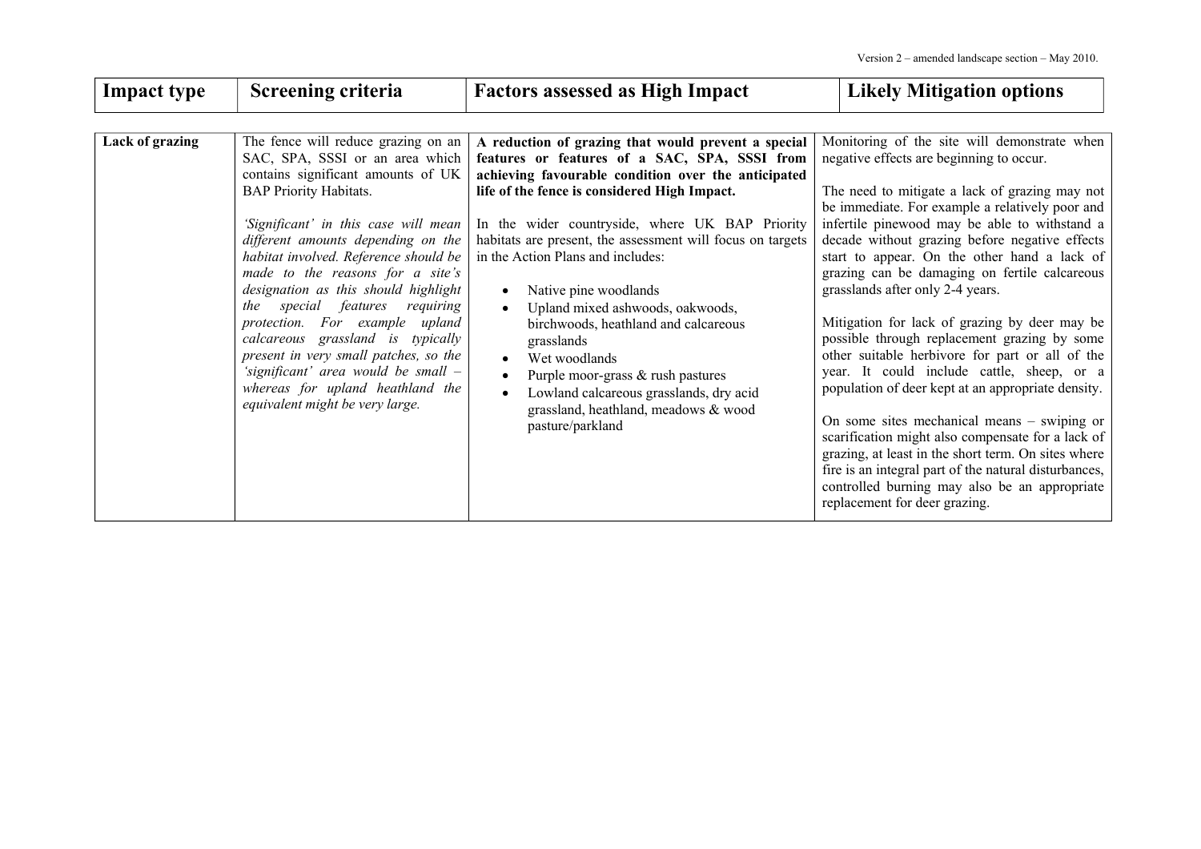| Impact type | Screening criteria | Factors assessed as High Impact | Likely Mitigation options |
|---|---|---|---|
| **Lack of grazing** | The fence will reduce grazing on an SAC, SPA, SSSI or an area which contains significant amounts of UK BAP Priority Habitats.<br><br>*'Significant' in this case will mean different amounts depending on the habitat involved. Reference should be made to the reasons for a site's designation as this should highlight the special features requiring protection. For example upland calcareous grassland is typically present in very small patches, so the 'significant' area would be small – whereas for upland heathland the equivalent might be very large.* | **A reduction of grazing that would prevent a special features or features of a SAC, SPA, SSSI from achieving favourable condition over the anticipated life of the fence is considered High Impact.**<br><br>In the wider countryside, where UK BAP Priority habitats are present, the assessment will focus on targets in the Action Plans and includes:<br><br>• Native pine woodlands<br>• Upland mixed ashwoods, oakwoods, birchwoods, heathland and calcareous grasslands<br>• Wet woodlands<br>• Purple moor-grass & rush pastures<br>• Lowland calcareous grasslands, dry acid grassland, heathland, meadows & wood pasture/parkland | Monitoring of the site will demonstrate when negative effects are beginning to occur.<br><br>The need to mitigate a lack of grazing may not be immediate. For example a relatively poor and infertile pinewood may be able to withstand a decade without grazing before negative effects start to appear. On the other hand a lack of grazing can be damaging on fertile calcareous grasslands after only 2-4 years.<br><br>Mitigation for lack of grazing by deer may be possible through replacement grazing by some other suitable herbivore for part or all of the year. It could include cattle, sheep, or a population of deer kept at an appropriate density.<br><br>On some sites mechanical means – swiping or scarification might also compensate for a lack of grazing, at least in the short term. On sites where fire is an integral part of the natural disturbances, controlled burning may also be an appropriate replacement for deer grazing. |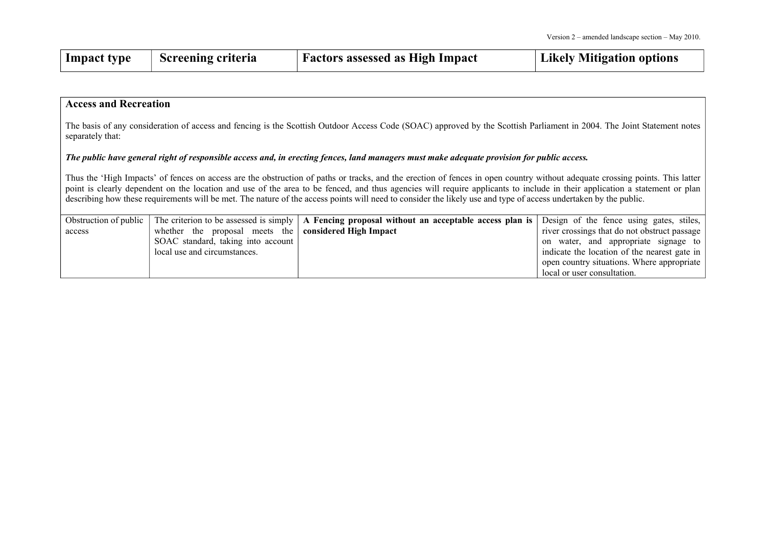Version 2 – amended landscape section – May 2010.

| Impact type | Screening criteria | Factors assessed as High Impact | Likely Mitigation options |
|---|---|---|---|
| **Access and Recreation** | | | |
| Obstruction of public access | The criterion to be assessed is simply whether the proposal meets the SOAC standard, taking into account local use and circumstances. | **A Fencing proposal without an acceptable access plan is considered High Impact** | Design of the fence using gates, stiles, river crossings that do not obstruct passage on water, and appropriate signage to indicate the location of the nearest gate in open country situations. Where appropriate local or user consultation. |

**Access and Recreation**

The basis of any consideration of access and fencing is the Scottish Outdoor Access Code (SOAC) approved by the Scottish Parliament in 2004. The Joint Statement notes separately that:

***The public have general right of responsible access and, in erecting fences, land managers must make adequate provision for public access.***

Thus the 'High Impacts' of fences on access are the obstruction of paths or tracks, and the erection of fences in open country without adequate crossing points. This latter point is clearly dependent on the location and use of the area to be fenced, and thus agencies will require applicants to include in their application a statement or plan describing how these requirements will be met. The nature of the access points will need to consider the likely use and type of access undertaken by the public.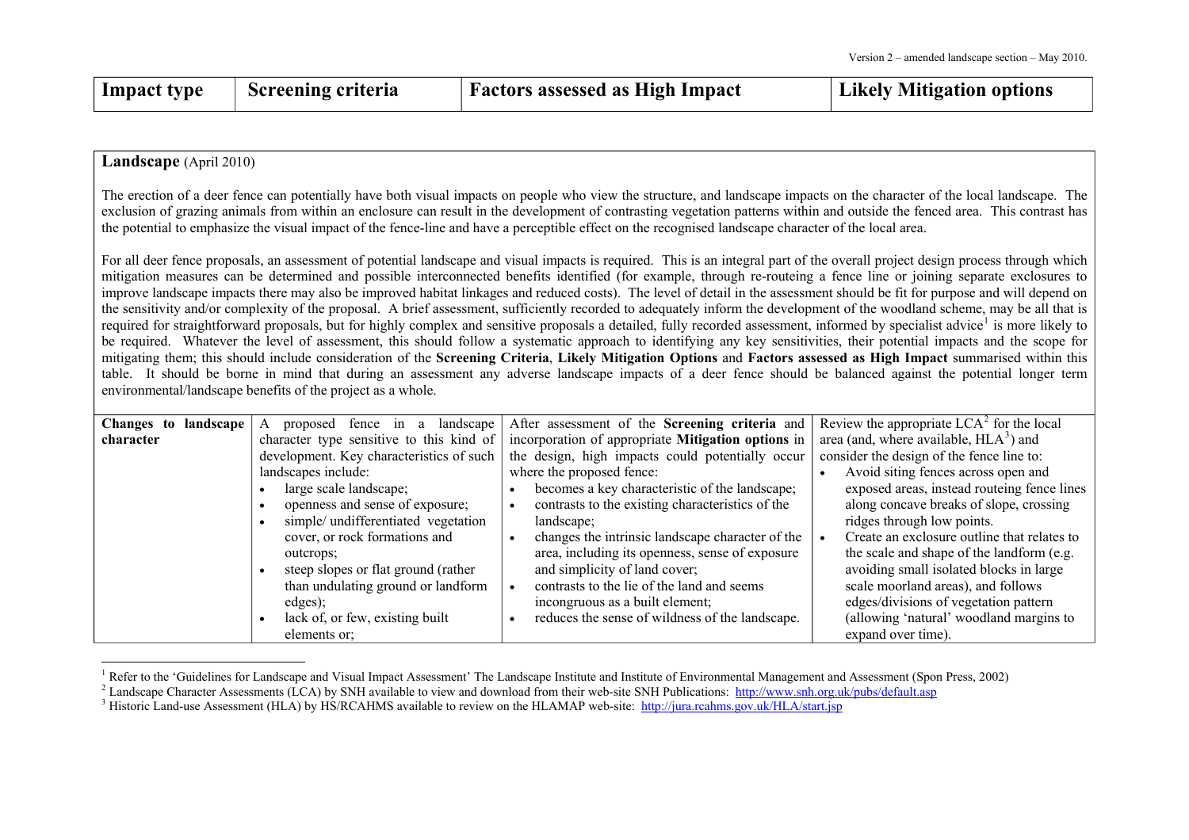Version 2 – amended landscape section – May 2010.

| Impact type | Screening criteria | Factors assessed as High Impact | Likely Mitigation options |
|---|---|---|---|

**Landscape** (April 2010)

The erection of a deer fence can potentially have both visual impacts on people who view the structure, and landscape impacts on the character of the local landscape. The exclusion of grazing animals from within an enclosure can result in the development of contrasting vegetation patterns within and outside the fenced area. This contrast has the potential to emphasize the visual impact of the fence-line and have a perceptible effect on the recognised landscape character of the local area.

For all deer fence proposals, an assessment of potential landscape and visual impacts is required. This is an integral part of the overall project design process through which mitigation measures can be determined and possible interconnected benefits identified (for example, through re-routeing a fence line or joining separate exclosures to improve landscape impacts there may also be improved habitat linkages and reduced costs). The level of detail in the assessment should be fit for purpose and will depend on the sensitivity and/or complexity of the proposal. A brief assessment, sufficiently recorded to adequately inform the development of the woodland scheme, may be all that is required for straightforward proposals, but for highly complex and sensitive proposals a detailed, fully recorded assessment, informed by specialist advice[1] is more likely to be required. Whatever the level of assessment, this should follow a systematic approach to identifying any key sensitivities, their potential impacts and the scope for mitigating them; this should include consideration of the **Screening Criteria**, **Likely Mitigation Options** and **Factors assessed as High Impact** summarised within this table. It should be borne in mind that during an assessment any adverse landscape impacts of a deer fence should be balanced against the potential longer term environmental/landscape benefits of the project as a whole.

| Impact type | Screening criteria | Factors assessed as High Impact | Likely Mitigation options |
|---|---|---|---|
| **Changes to landscape character** | A proposed fence in a landscape character type sensitive to this kind of development. Key characteristics of such landscapes include:<br>• large scale landscape;<br>• openness and sense of exposure;<br>• simple/ undifferentiated vegetation cover, or rock formations and outcrops;<br>• steep slopes or flat ground (rather than undulating ground or landform edges);<br>• lack of, or few, existing built elements or; | After assessment of the **Screening criteria** and incorporation of appropriate **Mitigation options** in the design, high impacts could potentially occur where the proposed fence:<br>• becomes a key characteristic of the landscape;<br>• contrasts to the existing characteristics of the landscape;<br>• changes the intrinsic landscape character of the area, including its openness, sense of exposure and simplicity of land cover;<br>• contrasts to the lie of the land and seems incongruous as a built element;<br>• reduces the sense of wildness of the landscape. | Review the appropriate LCA[2] for the local area (and, where available, HLA[3]) and consider the design of the fence line to:<br>• Avoid siting fences across open and exposed areas, instead routeing fence lines along concave breaks of slope, crossing ridges through low points.<br>• Create an exclosure outline that relates to the scale and shape of the landform (e.g. avoiding small isolated blocks in large scale moorland areas), and follows edges/divisions of vegetation pattern (allowing 'natural' woodland margins to expand over time). |

[1] Refer to the 'Guidelines for Landscape and Visual Impact Assessment' The Landscape Institute and Institute of Environmental Management and Assessment (Spon Press, 2002)

[2] Landscape Character Assessments (LCA) by SNH available to view and download from their web-site SNH Publications: http://www.snh.org.uk/pubs/default.asp

[3] Historic Land-use Assessment (HLA) by HS/RCAHMS available to review on the HLAMAP web-site: http://jura.rcahms.gov.uk/HLA/start.jsp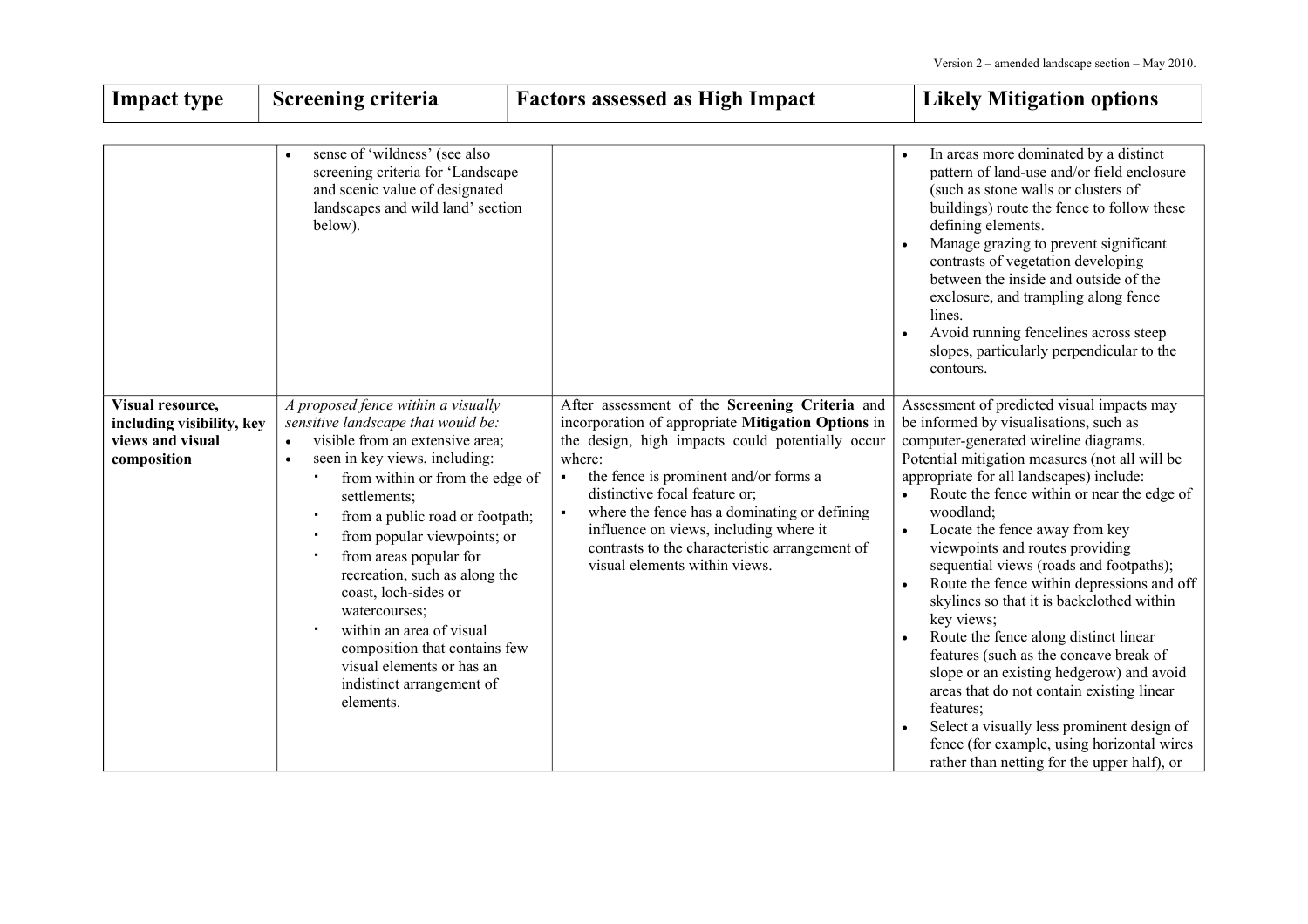| Impact type | Screening criteria | Factors assessed as High Impact | Likely Mitigation options |
|---|---|---|---|
| | • sense of 'wildness' (see also screening criteria for 'Landscape and scenic value of designated landscapes and wild land' section below). | | • In areas more dominated by a distinct pattern of land-use and/or field enclosure (such as stone walls or clusters of buildings) route the fence to follow these defining elements.<br>• Manage grazing to prevent significant contrasts of vegetation developing between the inside and outside of the exclosure, and trampling along fence lines.<br>• Avoid running fencelines across steep slopes, particularly perpendicular to the contours. |
| **Visual resource, including visibility, key views and visual composition** | *A proposed fence within a visually sensitive landscape that would be:*<br>• visible from an extensive area;<br>• seen in key views, including:<br>▪ from within or from the edge of settlements;<br>▪ from a public road or footpath;<br>▪ from popular viewpoints; or<br>▪ from areas popular for recreation, such as along the coast, loch-sides or watercourses;<br>▪ within an area of visual composition that contains few visual elements or has an indistinct arrangement of elements. | After assessment of the **Screening Criteria** and incorporation of appropriate **Mitigation Options** in the design, high impacts could potentially occur where:<br>▪ the fence is prominent and/or forms a distinctive focal feature or;<br>▪ where the fence has a dominating or defining influence on views, including where it contrasts to the characteristic arrangement of visual elements within views. | Assessment of predicted visual impacts may be informed by visualisations, such as computer-generated wireline diagrams. Potential mitigation measures (not all will be appropriate for all landscapes) include:<br>• Route the fence within or near the edge of woodland;<br>• Locate the fence away from key viewpoints and routes providing sequential views (roads and footpaths);<br>• Route the fence within depressions and off skylines so that it is backclothed within key views;<br>• Route the fence along distinct linear features (such as the concave break of slope or an existing hedgerow) and avoid areas that do not contain existing linear features;<br>• Select a visually less prominent design of fence (for example, using horizontal wires rather than netting for the upper half), or |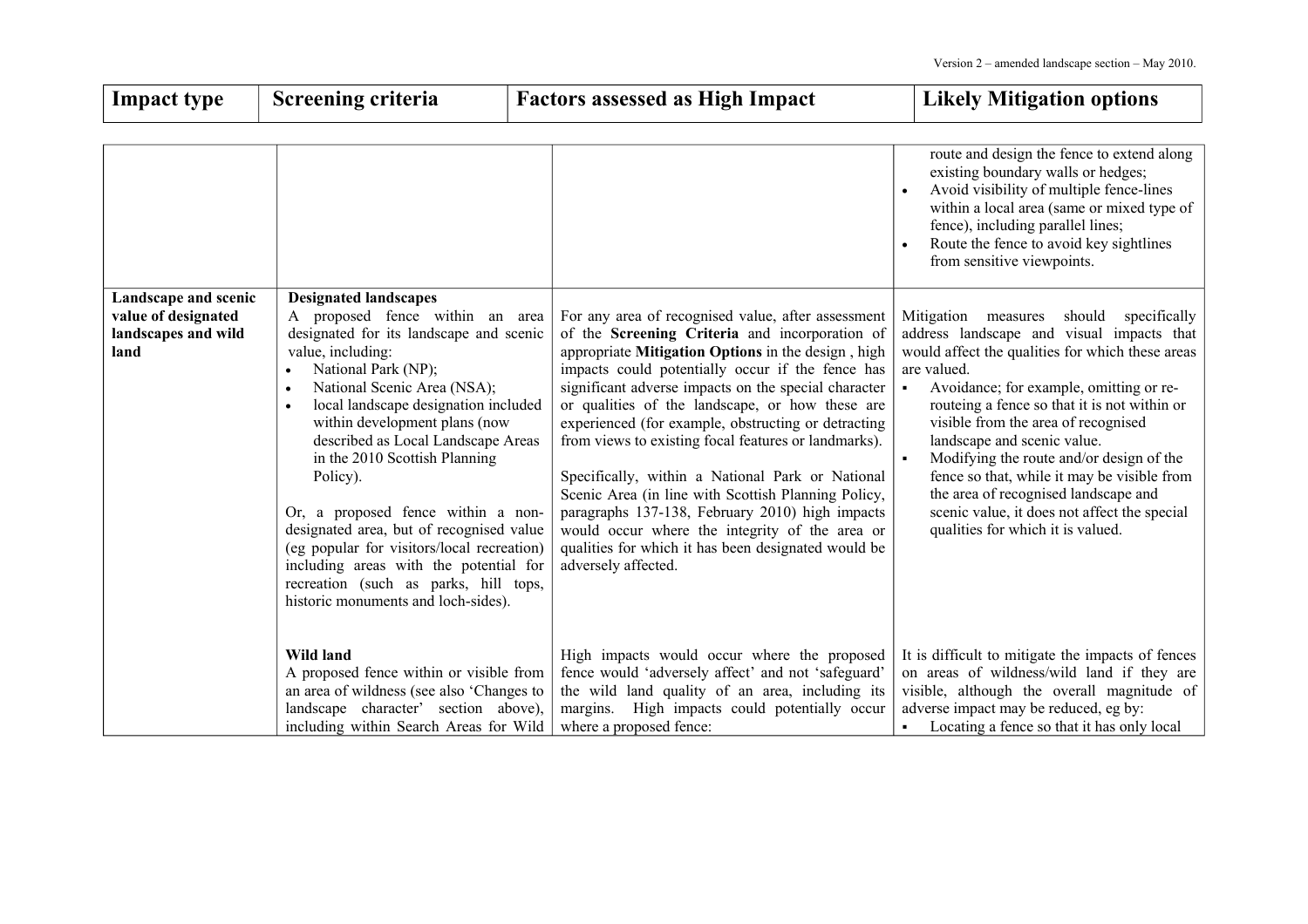| Impact type | Screening criteria | Factors assessed as High Impact | Likely Mitigation options |
|---|---|---|---|
| | | | route and design the fence to extend along existing boundary walls or hedges;<br>• Avoid visibility of multiple fence-lines within a local area (same or mixed type of fence), including parallel lines;<br>• Route the fence to avoid key sightlines from sensitive viewpoints. |
| **Landscape and scenic value of designated landscapes and wild land** | **Designated landscapes**<br>A proposed fence within an area designated for its landscape and scenic value, including:<br>• National Park (NP);<br>• National Scenic Area (NSA);<br>• local landscape designation included within development plans (now described as Local Landscape Areas in the 2010 Scottish Planning Policy).<br><br>Or, a proposed fence within a non-designated area, but of recognised value (eg popular for visitors/local recreation) including areas with the potential for recreation (such as parks, hill tops, historic monuments and loch-sides). | For any area of recognised value, after assessment of the **Screening Criteria** and incorporation of appropriate **Mitigation Options** in the design , high impacts could potentially occur if the fence has significant adverse impacts on the special character or qualities of the landscape, or how these are experienced (for example, obstructing or detracting from views to existing focal features or landmarks).<br><br>Specifically, within a National Park or National Scenic Area (in line with Scottish Planning Policy, paragraphs 137-138, February 2010) high impacts would occur where the integrity of the area or qualities for which it has been designated would be adversely affected. | Mitigation measures should specifically address landscape and visual impacts that would affect the qualities for which these areas are valued.<br>▪ Avoidance; for example, omitting or re-routeing a fence so that it is not within or visible from the area of recognised landscape and scenic value.<br>▪ Modifying the route and/or design of the fence so that, while it may be visible from the area of recognised landscape and scenic value, it does not affect the special qualities for which it is valued. |
| | **Wild land**<br>A proposed fence within or visible from an area of wildness (see also 'Changes to landscape character' section above), including within Search Areas for Wild | High impacts would occur where the proposed fence would 'adversely affect' and not 'safeguard' the wild land quality of an area, including its margins. High impacts could potentially occur where a proposed fence: | It is difficult to mitigate the impacts of fences on areas of wildness/wild land if they are visible, although the overall magnitude of adverse impact may be reduced, eg by:<br>▪ Locating a fence so that it has only local |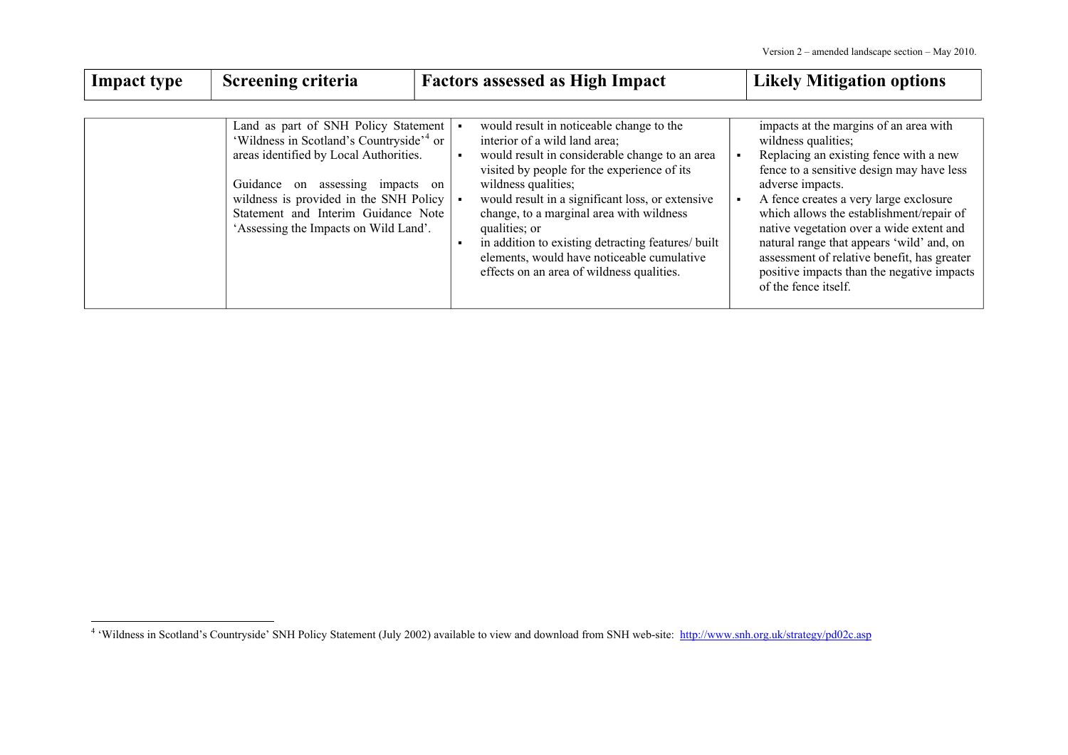| Impact type | Screening criteria | Factors assessed as High Impact | Likely Mitigation options |
|---|---|---|---|
| | Land as part of SNH Policy Statement 'Wildness in Scotland's Countryside'[4] or areas identified by Local Authorities.<br><br>Guidance on assessing impacts on wildness is provided in the SNH Policy Statement and Interim Guidance Note 'Assessing the Impacts on Wild Land'. | ▪ would result in noticeable change to the interior of a wild land area;<br>▪ would result in considerable change to an area visited by people for the experience of its wildness qualities;<br>▪ would result in a significant loss, or extensive change, to a marginal area with wildness qualities; or<br>▪ in addition to existing detracting features/ built elements, would have noticeable cumulative effects on an area of wildness qualities. | impacts at the margins of an area with wildness qualities;<br>▪ Replacing an existing fence with a new fence to a sensitive design may have less adverse impacts.<br>▪ A fence creates a very large exclosure which allows the establishment/repair of native vegetation over a wide extent and natural range that appears 'wild' and, on assessment of relative benefit, has greater positive impacts than the negative impacts of the fence itself. |

[4] 'Wildness in Scotland's Countryside' SNH Policy Statement (July 2002) available to view and download from SNH web-site: http://www.snh.org.uk/strategy/pd02c.asp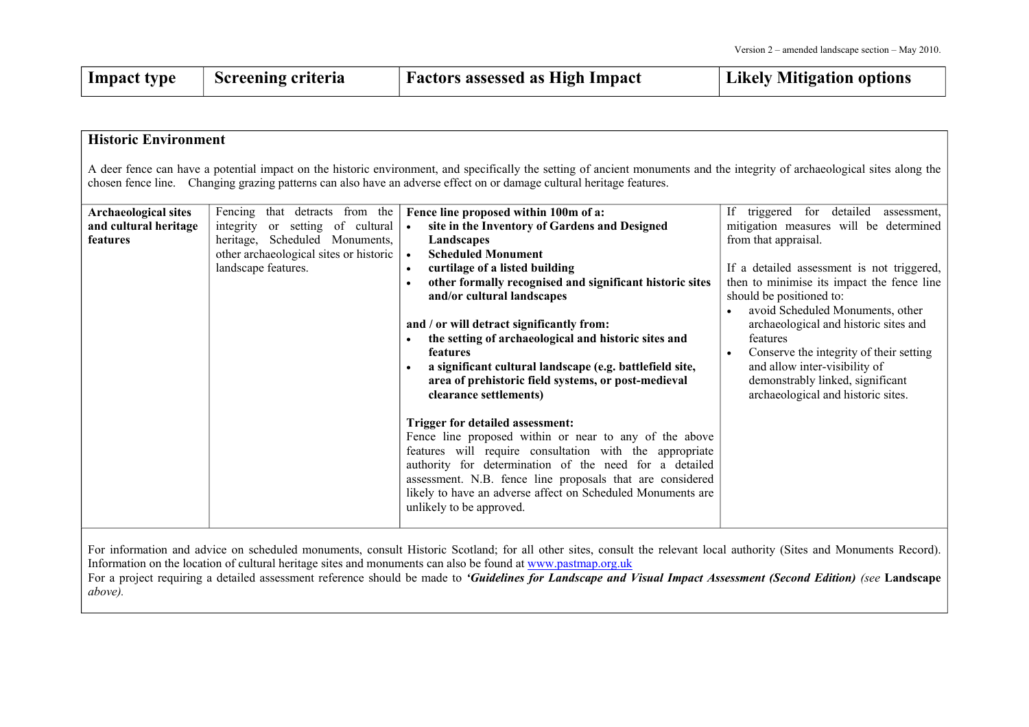| Impact type | Screening criteria | Factors assessed as High Impact | Likely Mitigation options |
|---|---|---|---|

**Historic Environment**

A deer fence can have a potential impact on the historic environment, and specifically the setting of ancient monuments and the integrity of archaeological sites along the chosen fence line. Changing grazing patterns can also have an adverse effect on or damage cultural heritage features.

| Impact type | Screening criteria | Factors assessed as High Impact | Likely Mitigation options |
|---|---|---|---|
| **Archaeological sites and cultural heritage features** | Fencing that detracts from the integrity or setting of cultural heritage, Scheduled Monuments, other archaeological sites or historic landscape features. | **Fence line proposed within 100m of a:**<br>• **site in the Inventory of Gardens and Designed Landscapes**<br>• **Scheduled Monument**<br>• **curtilage of a listed building**<br>• **other formally recognised and significant historic sites and/or cultural landscapes**<br><br>**and / or will detract significantly from:**<br>• **the setting of archaeological and historic sites and features**<br>• **a significant cultural landscape (e.g. battlefield site, area of prehistoric field systems, or post-medieval clearance settlements)**<br><br>**Trigger for detailed assessment:**<br>Fence line proposed within or near to any of the above features will require consultation with the appropriate authority for determination of the need for a detailed assessment. N.B. fence line proposals that are considered likely to have an adverse affect on Scheduled Monuments are unlikely to be approved. | If triggered for detailed assessment, mitigation measures will be determined from that appraisal.<br><br>If a detailed assessment is not triggered, then to minimise its impact the fence line should be positioned to:<br>• avoid Scheduled Monuments, other archaeological and historic sites and features<br>• Conserve the integrity of their setting and allow inter-visibility of demonstrably linked, significant archaeological and historic sites. |

For information and advice on scheduled monuments, consult Historic Scotland; for all other sites, consult the relevant local authority (Sites and Monuments Record). Information on the location of cultural heritage sites and monuments can also be found at www.pastmap.org.uk
For a project requiring a detailed assessment reference should be made to ***'Guidelines for Landscape and Visual Impact Assessment (Second Edition)*** *(see* **Landscape** *above).*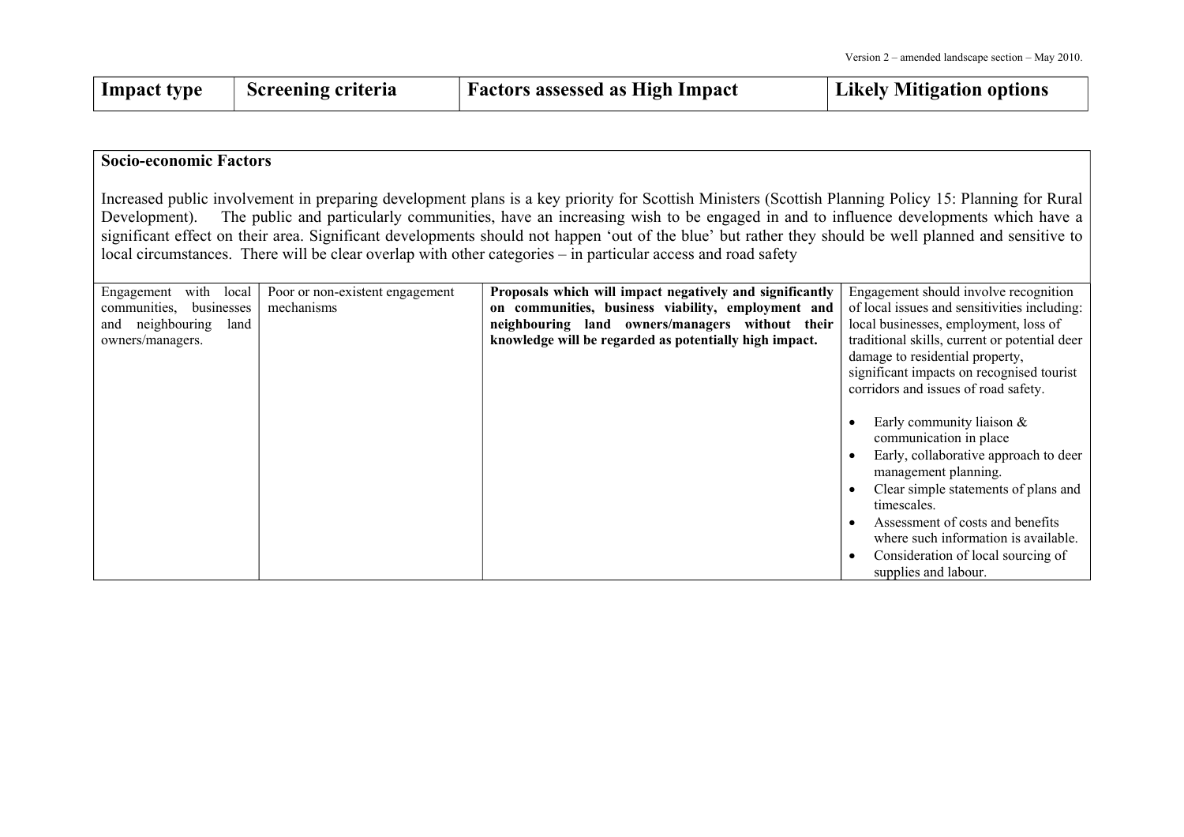| Impact type | Screening criteria | Factors assessed as High Impact | Likely Mitigation options |
|---|---|---|---|

**Socio-economic Factors**

Increased public involvement in preparing development plans is a key priority for Scottish Ministers (Scottish Planning Policy 15: Planning for Rural Development). The public and particularly communities, have an increasing wish to be engaged in and to influence developments which have a significant effect on their area. Significant developments should not happen 'out of the blue' but rather they should be well planned and sensitive to local circumstances. There will be clear overlap with other categories – in particular access and road safety

| Impact type | Screening criteria | Factors assessed as High Impact | Likely Mitigation options |
|---|---|---|---|
| Engagement with local communities, businesses and neighbouring land owners/managers. | Poor or non-existent engagement mechanisms | **Proposals which will impact negatively and significantly on communities, business viability, employment and neighbouring land owners/managers without their knowledge will be regarded as potentially high impact.** | Engagement should involve recognition of local issues and sensitivities including: local businesses, employment, loss of traditional skills, current or potential deer damage to residential property, significant impacts on recognised tourist corridors and issues of road safety.<br><br>• Early community liaison & communication in place<br>• Early, collaborative approach to deer management planning.<br>• Clear simple statements of plans and timescales.<br>• Assessment of costs and benefits where such information is available.<br>• Consideration of local sourcing of supplies and labour. |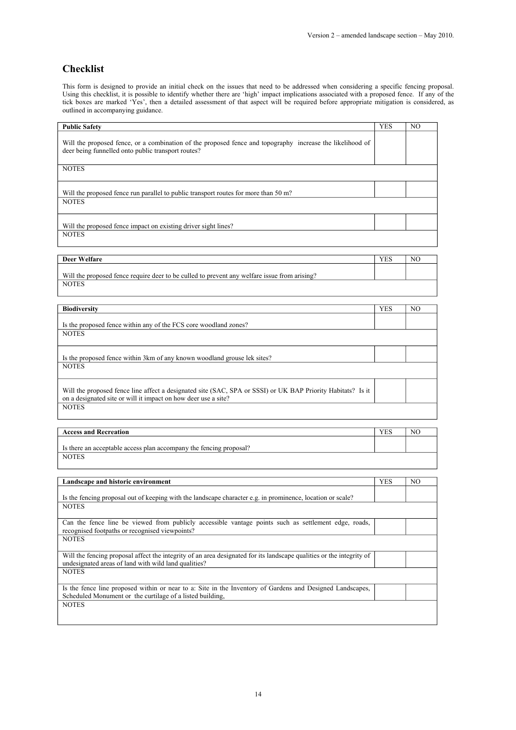## Checklist

This form is designed to provide an initial check on the issues that need to be addressed when considering a specific fencing proposal. Using this checklist, it is possible to identify whether there are 'high' impact implications associated with a proposed fence. If any of the tick boxes are marked 'Yes', then a detailed assessment of that aspect will be required before appropriate mitigation is considered, as outlined in accompanying guidance.

| **Public Safety** | YES | NO |
|---|---|---|
| Will the proposed fence, or a combination of the proposed fence and topography increase the likelihood of deer being funnelled onto public transport routes? | | |
| NOTES | | |
| Will the proposed fence run parallel to public transport routes for more than 50 m? | | |
| NOTES | | |
| Will the proposed fence impact on existing driver sight lines? | | |
| NOTES | | |

| **Deer Welfare** | YES | NO |
|---|---|---|
| Will the proposed fence require deer to be culled to prevent any welfare issue from arising? | | |
| NOTES | | |

| **Biodiversity** | YES | NO |
|---|---|---|
| Is the proposed fence within any of the FCS core woodland zones? | | |
| NOTES | | |
| Is the proposed fence within 3km of any known woodland grouse lek sites? | | |
| NOTES | | |
| Will the proposed fence line affect a designated site (SAC, SPA or SSSI) or UK BAP Priority Habitats? Is it on a designated site or will it impact on how deer use a site? | | |
| NOTES | | |

| **Access and Recreation** | YES | NO |
|---|---|---|
| Is there an acceptable access plan accompany the fencing proposal? | | |
| NOTES | | |

| **Landscape and historic environment** | YES | NO |
|---|---|---|
| Is the fencing proposal out of keeping with the landscape character e.g. in prominence, location or scale? | | |
| NOTES | | |
| Can the fence line be viewed from publicly accessible vantage points such as settlement edge, roads, recognised footpaths or recognised viewpoints? | | |
| NOTES | | |
| Will the fencing proposal affect the integrity of an area designated for its landscape qualities or the integrity of undesignated areas of land with wild land qualities? | | |
| NOTES | | |
| Is the fence line proposed within or near to a: Site in the Inventory of Gardens and Designed Landscapes, Scheduled Monument or the curtilage of a listed building, | | |
| NOTES | | |